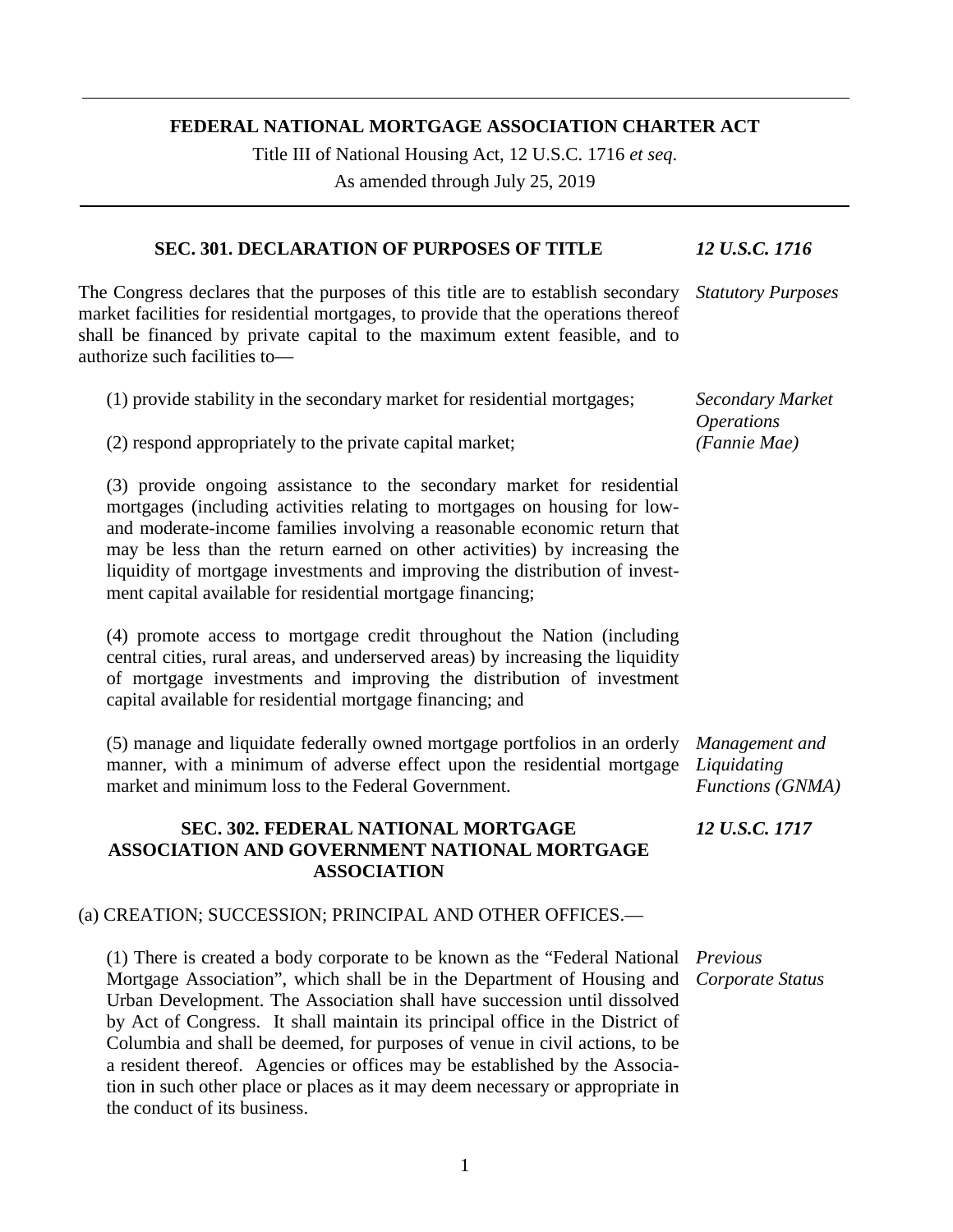# FEDERAL NATIONAL MORTGAGE ASSOCIATION CHARTER ACT

Title III of National Housing Act, 12 U.S.C. 1716 *et seq*.

As amended through July 25, 2019

## SEC. 301. DECLARATION OF PURPOSES OF TITLE

*12 U.S.C. 1716*

*Statutory Purposes*

The Congress declares that the purposes of this title are to establish secondary market facilities for residential mortgages, to provide that the operations thereof shall be financed by private capital to the maximum extent feasible, and to authorize such facilities to—

*Secondary Market Operations (Fannie Mae)*

(1) provide stability in the secondary market for residential mortgages;

(2) respond appropriately to the private capital market;

(3) provide ongoing assistance to the secondary market for residential mortgages (including activities relating to mortgages on housing for low- and moderate-income families involving a reasonable economic return that may be less than the return earned on other activities) by increasing the liquidity of mortgage investments and improving the distribution of investment capital available for residential mortgage financing;

(4) promote access to mortgage credit throughout the Nation (including central cities, rural areas, and underserved areas) by increasing the liquidity of mortgage investments and improving the distribution of investment capital available for residential mortgage financing; and

*Management and Liquidating Functions (GNMA)*

(5) manage and liquidate federally owned mortgage portfolios in an orderly manner, with a minimum of adverse effect upon the residential mortgage market and minimum loss to the Federal Government.

## SEC. 302. FEDERAL NATIONAL MORTGAGE ASSOCIATION AND GOVERNMENT NATIONAL MORTGAGE ASSOCIATION

*12 U.S.C. 1717*

(a) CREATION; SUCCESSION; PRINCIPAL AND OTHER OFFICES.—

*Previous Corporate Status*

(1) There is created a body corporate to be known as the "Federal National Mortgage Association", which shall be in the Department of Housing and Urban Development. The Association shall have succession until dissolved by Act of Congress. It shall maintain its principal office in the District of Columbia and shall be deemed, for purposes of venue in civil actions, to be a resident thereof. Agencies or offices may be established by the Association in such other place or places as it may deem necessary or appropriate in the conduct of its business.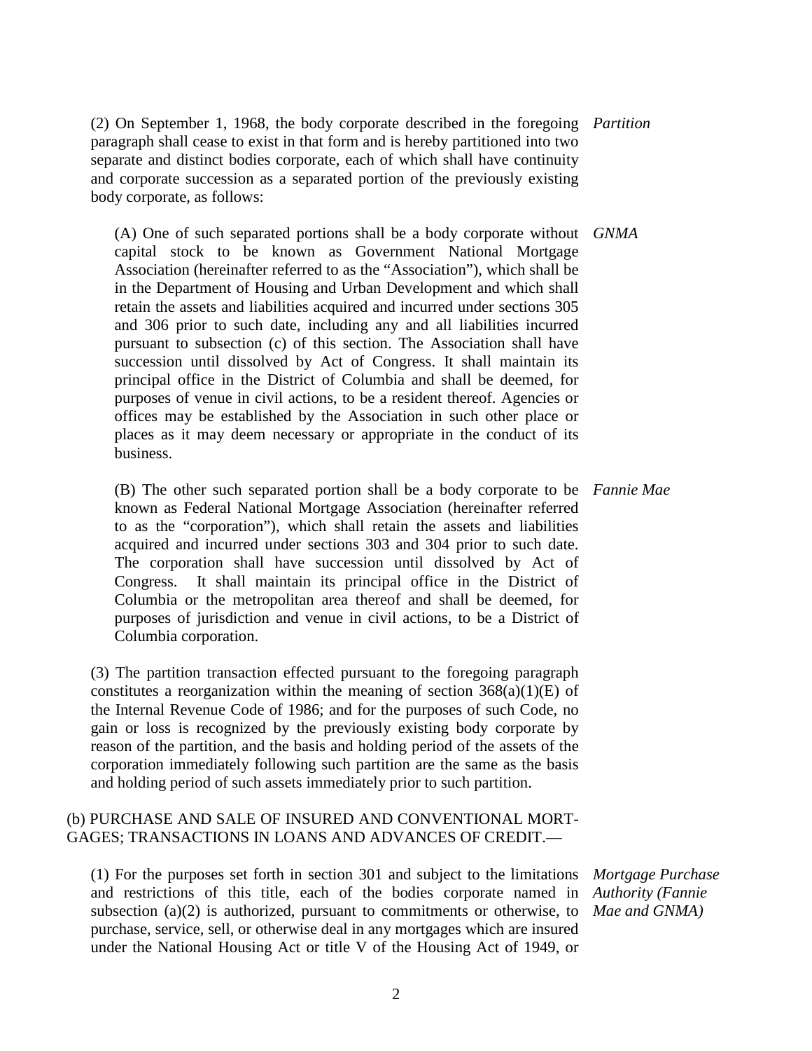(2) On September 1, 1968, the body corporate described in the foregoing paragraph shall cease to exist in that form and is hereby partitioned into two separate and distinct bodies corporate, each of which shall have continuity and corporate succession as a separated portion of the previously existing body corporate, as follows: *Partition*

(A) One of such separated portions shall be a body corporate without capital stock to be known as Government National Mortgage Association (hereinafter referred to as the "Association"), which shall be in the Department of Housing and Urban Development and which shall retain the assets and liabilities acquired and incurred under sections 305 and 306 prior to such date, including any and all liabilities incurred pursuant to subsection (c) of this section. The Association shall have succession until dissolved by Act of Congress. It shall maintain its principal office in the District of Columbia and shall be deemed, for purposes of venue in civil actions, to be a resident thereof. Agencies or offices may be established by the Association in such other place or places as it may deem necessary or appropriate in the conduct of its business. *GNMA*

(B) The other such separated portion shall be a body corporate to be known as Federal National Mortgage Association (hereinafter referred to as the "corporation"), which shall retain the assets and liabilities acquired and incurred under sections 303 and 304 prior to such date. The corporation shall have succession until dissolved by Act of Congress. It shall maintain its principal office in the District of Columbia or the metropolitan area thereof and shall be deemed, for purposes of jurisdiction and venue in civil actions, to be a District of Columbia corporation. *Fannie Mae*

(3) The partition transaction effected pursuant to the foregoing paragraph constitutes a reorganization within the meaning of section 368(a)(1)(E) of the Internal Revenue Code of 1986; and for the purposes of such Code, no gain or loss is recognized by the previously existing body corporate by reason of the partition, and the basis and holding period of the assets of the corporation immediately following such partition are the same as the basis and holding period of such assets immediately prior to such partition.

(b) PURCHASE AND SALE OF INSURED AND CONVENTIONAL MORTGAGES; TRANSACTIONS IN LOANS AND ADVANCES OF CREDIT.—

(1) For the purposes set forth in section 301 and subject to the limitations and restrictions of this title, each of the bodies corporate named in subsection (a)(2) is authorized, pursuant to commitments or otherwise, to purchase, service, sell, or otherwise deal in any mortgages which are insured under the National Housing Act or title V of the Housing Act of 1949, or *Mortgage Purchase Authority (Fannie Mae and GNMA)*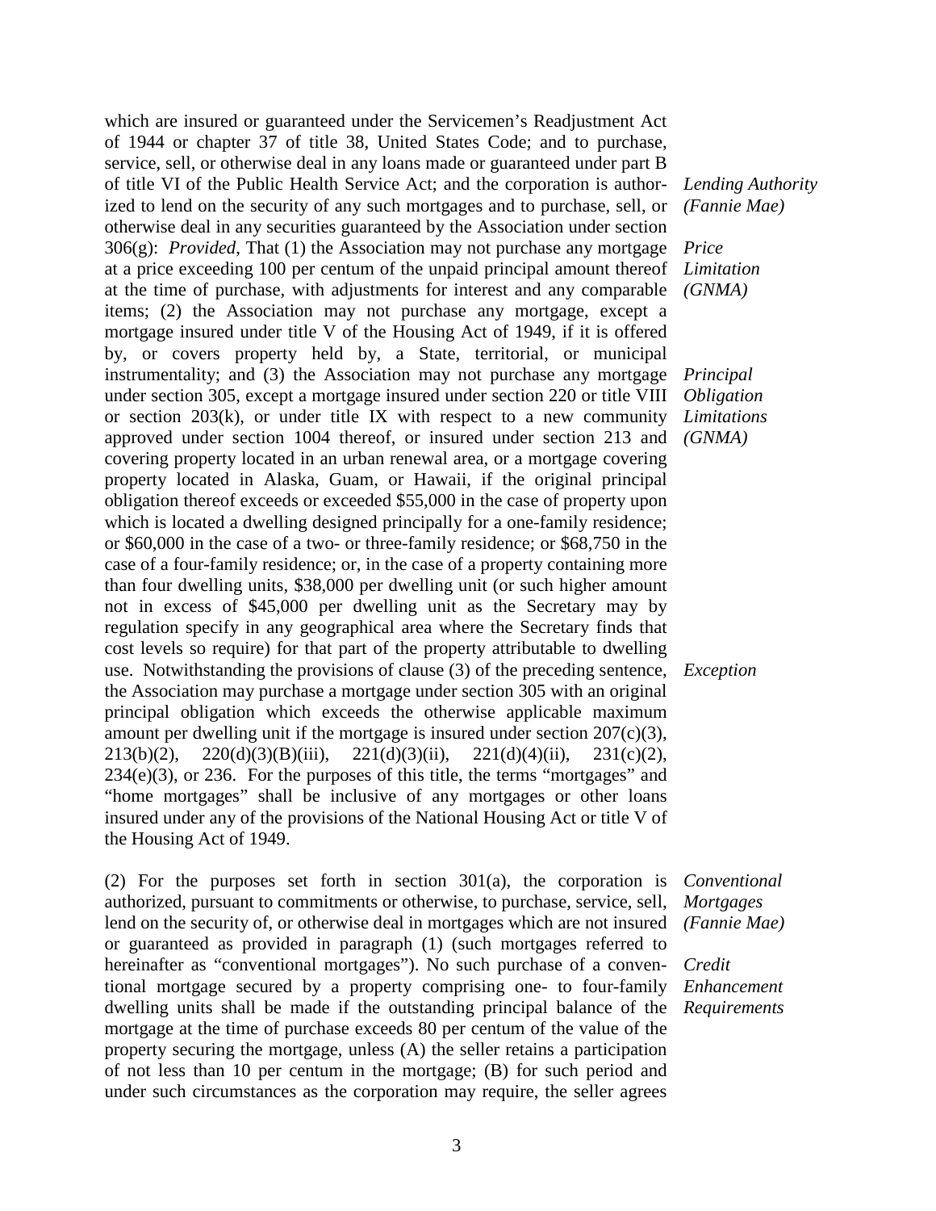which are insured or guaranteed under the Servicemen's Readjustment Act of 1944 or chapter 37 of title 38, United States Code; and to purchase, service, sell, or otherwise deal in any loans made or guaranteed under part B of title VI of the Public Health Service Act; and the corporation is authorized to lend on the security of any such mortgages and to purchase, sell, or otherwise deal in any securities guaranteed by the Association under section 306(g): *Provided*, That (1) the Association may not purchase any mortgage at a price exceeding 100 per centum of the unpaid principal amount thereof at the time of purchase, with adjustments for interest and any comparable items; (2) the Association may not purchase any mortgage, except a mortgage insured under title V of the Housing Act of 1949, if it is offered by, or covers property held by, a State, territorial, or municipal instrumentality; and (3) the Association may not purchase any mortgage under section 305, except a mortgage insured under section 220 or title VIII or section 203(k), or under title IX with respect to a new community approved under section 1004 thereof, or insured under section 213 and covering property located in an urban renewal area, or a mortgage covering property located in Alaska, Guam, or Hawaii, if the original principal obligation thereof exceeds or exceeded $55,000 in the case of property upon which is located a dwelling designed principally for a one-family residence; or $60,000 in the case of a two- or three-family residence; or $68,750 in the case of a four-family residence; or, in the case of a property containing more than four dwelling units, $38,000 per dwelling unit (or such higher amount not in excess of $45,000 per dwelling unit as the Secretary may by regulation specify in any geographical area where the Secretary finds that cost levels so require) for that part of the property attributable to dwelling use. Notwithstanding the provisions of clause (3) of the preceding sentence, the Association may purchase a mortgage under section 305 with an original principal obligation which exceeds the otherwise applicable maximum amount per dwelling unit if the mortgage is insured under section 207(c)(3), 213(b)(2), 220(d)(3)(B)(iii), 221(d)(3)(ii), 221(d)(4)(ii), 231(c)(2), 234(e)(3), or 236. For the purposes of this title, the terms "mortgages" and "home mortgages" shall be inclusive of any mortgages or other loans insured under any of the provisions of the National Housing Act or title V of the Housing Act of 1949.

*Lending Authority (Fannie Mae)*

*Price Limitation (GNMA)*

*Principal Obligation Limitations (GNMA)*

*Exception*

(2) For the purposes set forth in section 301(a), the corporation is authorized, pursuant to commitments or otherwise, to purchase, service, sell, lend on the security of, or otherwise deal in mortgages which are not insured or guaranteed as provided in paragraph (1) (such mortgages referred to hereinafter as "conventional mortgages"). No such purchase of a conventional mortgage secured by a property comprising one- to four-family dwelling units shall be made if the outstanding principal balance of the mortgage at the time of purchase exceeds 80 per centum of the value of the property securing the mortgage, unless (A) the seller retains a participation of not less than 10 per centum in the mortgage; (B) for such period and under such circumstances as the corporation may require, the seller agrees

*Conventional Mortgages (Fannie Mae)*

*Credit Enhancement Requirements*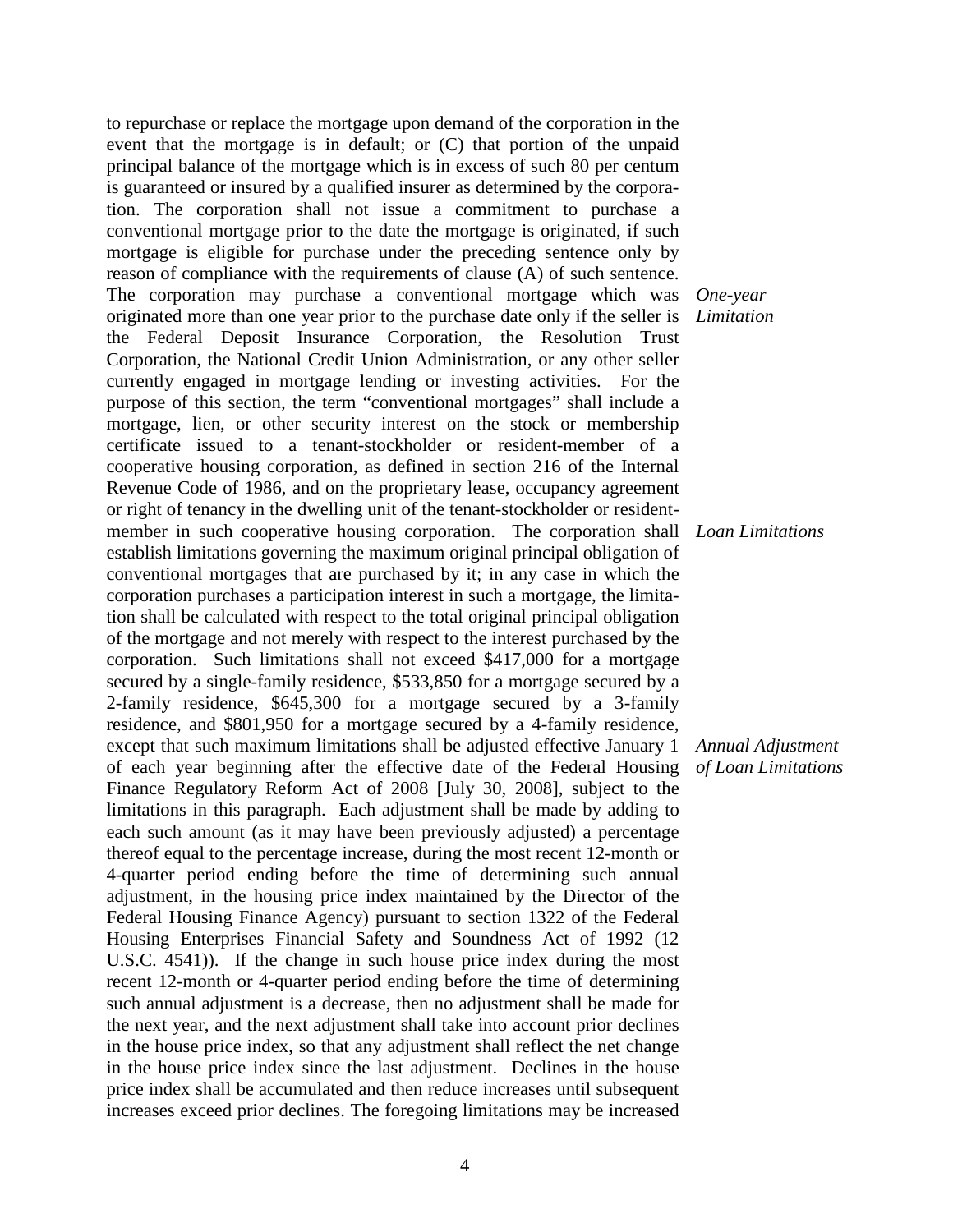to repurchase or replace the mortgage upon demand of the corporation in the event that the mortgage is in default; or (C) that portion of the unpaid principal balance of the mortgage which is in excess of such 80 per centum is guaranteed or insured by a qualified insurer as determined by the corporation. The corporation shall not issue a commitment to purchase a conventional mortgage prior to the date the mortgage is originated, if such mortgage is eligible for purchase under the preceding sentence only by reason of compliance with the requirements of clause (A) of such sentence.

*One-year Limitation*

The corporation may purchase a conventional mortgage which was originated more than one year prior to the purchase date only if the seller is the Federal Deposit Insurance Corporation, the Resolution Trust Corporation, the National Credit Union Administration, or any other seller currently engaged in mortgage lending or investing activities. For the purpose of this section, the term "conventional mortgages" shall include a mortgage, lien, or other security interest on the stock or membership certificate issued to a tenant-stockholder or resident-member of a cooperative housing corporation, as defined in section 216 of the Internal Revenue Code of 1986, and on the proprietary lease, occupancy agreement or right of tenancy in the dwelling unit of the tenant-stockholder or resident-member in such cooperative housing corporation.

*Loan Limitations*

The corporation shall establish limitations governing the maximum original principal obligation of conventional mortgages that are purchased by it; in any case in which the corporation purchases a participation interest in such a mortgage, the limitation shall be calculated with respect to the total original principal obligation of the mortgage and not merely with respect to the interest purchased by the corporation. Such limitations shall not exceed $417,000 for a mortgage secured by a single-family residence, $533,850 for a mortgage secured by a 2-family residence, $645,300 for a mortgage secured by a 3-family residence, and $801,950 for a mortgage secured by a 4-family residence,

*Annual Adjustment of Loan Limitations*

except that such maximum limitations shall be adjusted effective January 1 of each year beginning after the effective date of the Federal Housing Finance Regulatory Reform Act of 2008 [July 30, 2008], subject to the limitations in this paragraph. Each adjustment shall be made by adding to each such amount (as it may have been previously adjusted) a percentage thereof equal to the percentage increase, during the most recent 12-month or 4-quarter period ending before the time of determining such annual adjustment, in the housing price index maintained by the Director of the Federal Housing Finance Agency) pursuant to section 1322 of the Federal Housing Enterprises Financial Safety and Soundness Act of 1992 (12 U.S.C. 4541)). If the change in such house price index during the most recent 12-month or 4-quarter period ending before the time of determining such annual adjustment is a decrease, then no adjustment shall be made for the next year, and the next adjustment shall take into account prior declines in the house price index, so that any adjustment shall reflect the net change in the house price index since the last adjustment. Declines in the house price index shall be accumulated and then reduce increases until subsequent increases exceed prior declines. The foregoing limitations may be increased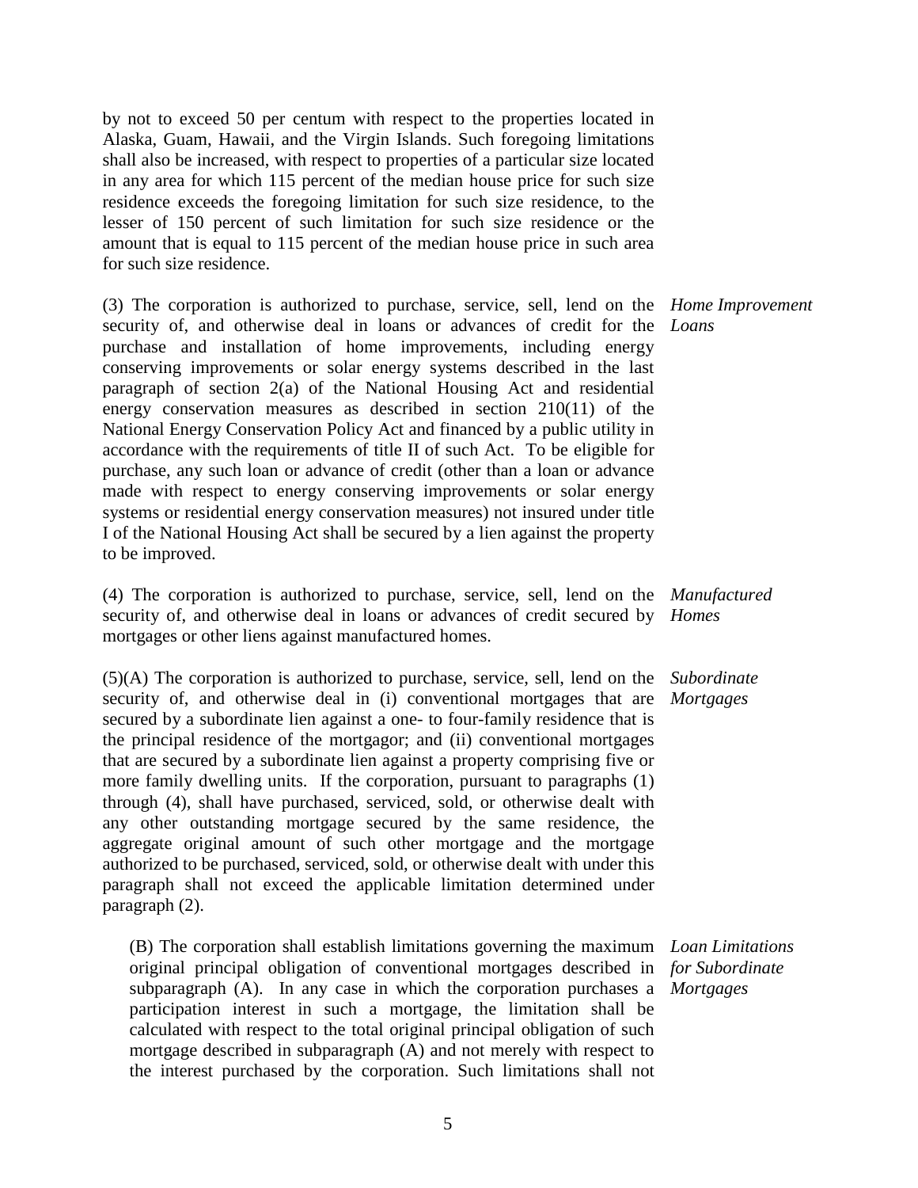by not to exceed 50 per centum with respect to the properties located in Alaska, Guam, Hawaii, and the Virgin Islands. Such foregoing limitations shall also be increased, with respect to properties of a particular size located in any area for which 115 percent of the median house price for such size residence exceeds the foregoing limitation for such size residence, to the lesser of 150 percent of such limitation for such size residence or the amount that is equal to 115 percent of the median house price in such area for such size residence.

*Home Improvement Loans*

(3) The corporation is authorized to purchase, service, sell, lend on the security of, and otherwise deal in loans or advances of credit for the purchase and installation of home improvements, including energy conserving improvements or solar energy systems described in the last paragraph of section 2(a) of the National Housing Act and residential energy conservation measures as described in section 210(11) of the National Energy Conservation Policy Act and financed by a public utility in accordance with the requirements of title II of such Act. To be eligible for purchase, any such loan or advance of credit (other than a loan or advance made with respect to energy conserving improvements or solar energy systems or residential energy conservation measures) not insured under title I of the National Housing Act shall be secured by a lien against the property to be improved.

*Manufactured Homes*

(4) The corporation is authorized to purchase, service, sell, lend on the security of, and otherwise deal in loans or advances of credit secured by mortgages or other liens against manufactured homes.

*Subordinate Mortgages*

(5)(A) The corporation is authorized to purchase, service, sell, lend on the security of, and otherwise deal in (i) conventional mortgages that are secured by a subordinate lien against a one- to four-family residence that is the principal residence of the mortgagor; and (ii) conventional mortgages that are secured by a subordinate lien against a property comprising five or more family dwelling units. If the corporation, pursuant to paragraphs (1) through (4), shall have purchased, serviced, sold, or otherwise dealt with any other outstanding mortgage secured by the same residence, the aggregate original amount of such other mortgage and the mortgage authorized to be purchased, serviced, sold, or otherwise dealt with under this paragraph shall not exceed the applicable limitation determined under paragraph (2).

*Loan Limitations for Subordinate Mortgages*

(B) The corporation shall establish limitations governing the maximum original principal obligation of conventional mortgages described in subparagraph (A). In any case in which the corporation purchases a participation interest in such a mortgage, the limitation shall be calculated with respect to the total original principal obligation of such mortgage described in subparagraph (A) and not merely with respect to the interest purchased by the corporation. Such limitations shall not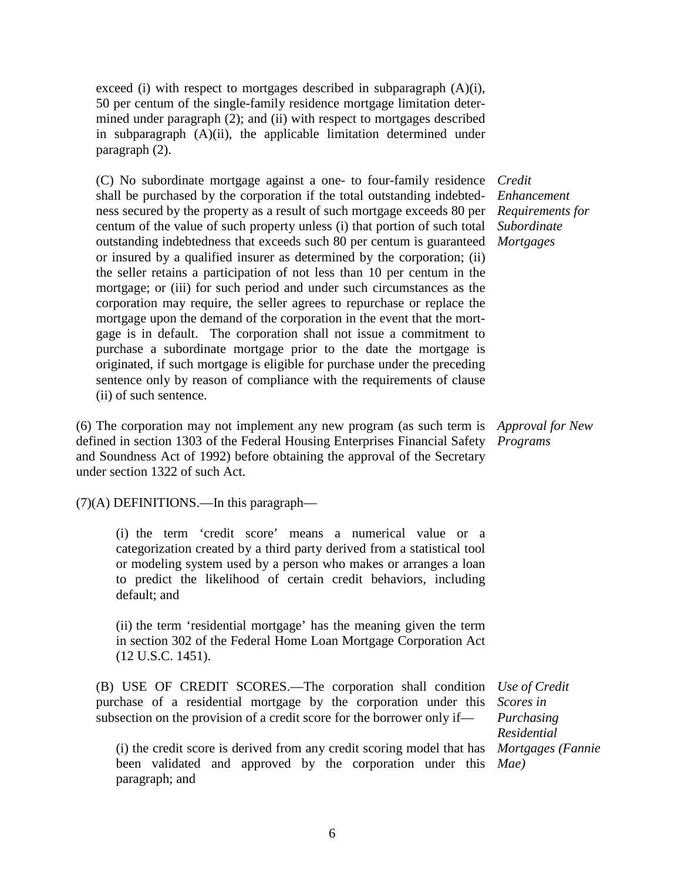exceed (i) with respect to mortgages described in subparagraph (A)(i), 50 per centum of the single-family residence mortgage limitation determined under paragraph (2); and (ii) with respect to mortgages described in subparagraph (A)(ii), the applicable limitation determined under paragraph (2).

*Credit Enhancement Requirements for Subordinate Mortgages*

(C) No subordinate mortgage against a one- to four-family residence shall be purchased by the corporation if the total outstanding indebtedness secured by the property as a result of such mortgage exceeds 80 per centum of the value of such property unless (i) that portion of such total outstanding indebtedness that exceeds such 80 per centum is guaranteed or insured by a qualified insurer as determined by the corporation; (ii) the seller retains a participation of not less than 10 per centum in the mortgage; or (iii) for such period and under such circumstances as the corporation may require, the seller agrees to repurchase or replace the mortgage upon the demand of the corporation in the event that the mortgage is in default. The corporation shall not issue a commitment to purchase a subordinate mortgage prior to the date the mortgage is originated, if such mortgage is eligible for purchase under the preceding sentence only by reason of compliance with the requirements of clause (ii) of such sentence.

*Approval for New Programs*

(6) The corporation may not implement any new program (as such term is defined in section 1303 of the Federal Housing Enterprises Financial Safety and Soundness Act of 1992) before obtaining the approval of the Secretary under section 1322 of such Act.

(7)(A) DEFINITIONS.—In this paragraph—

(i) the term 'credit score' means a numerical value or a categorization created by a third party derived from a statistical tool or modeling system used by a person who makes or arranges a loan to predict the likelihood of certain credit behaviors, including default; and

(ii) the term 'residential mortgage' has the meaning given the term in section 302 of the Federal Home Loan Mortgage Corporation Act (12 U.S.C. 1451).

*Use of Credit Scores in Purchasing Residential Mortgages (Fannie Mae)*

(B) USE OF CREDIT SCORES.—The corporation shall condition purchase of a residential mortgage by the corporation under this subsection on the provision of a credit score for the borrower only if—

(i) the credit score is derived from any credit scoring model that has been validated and approved by the corporation under this paragraph; and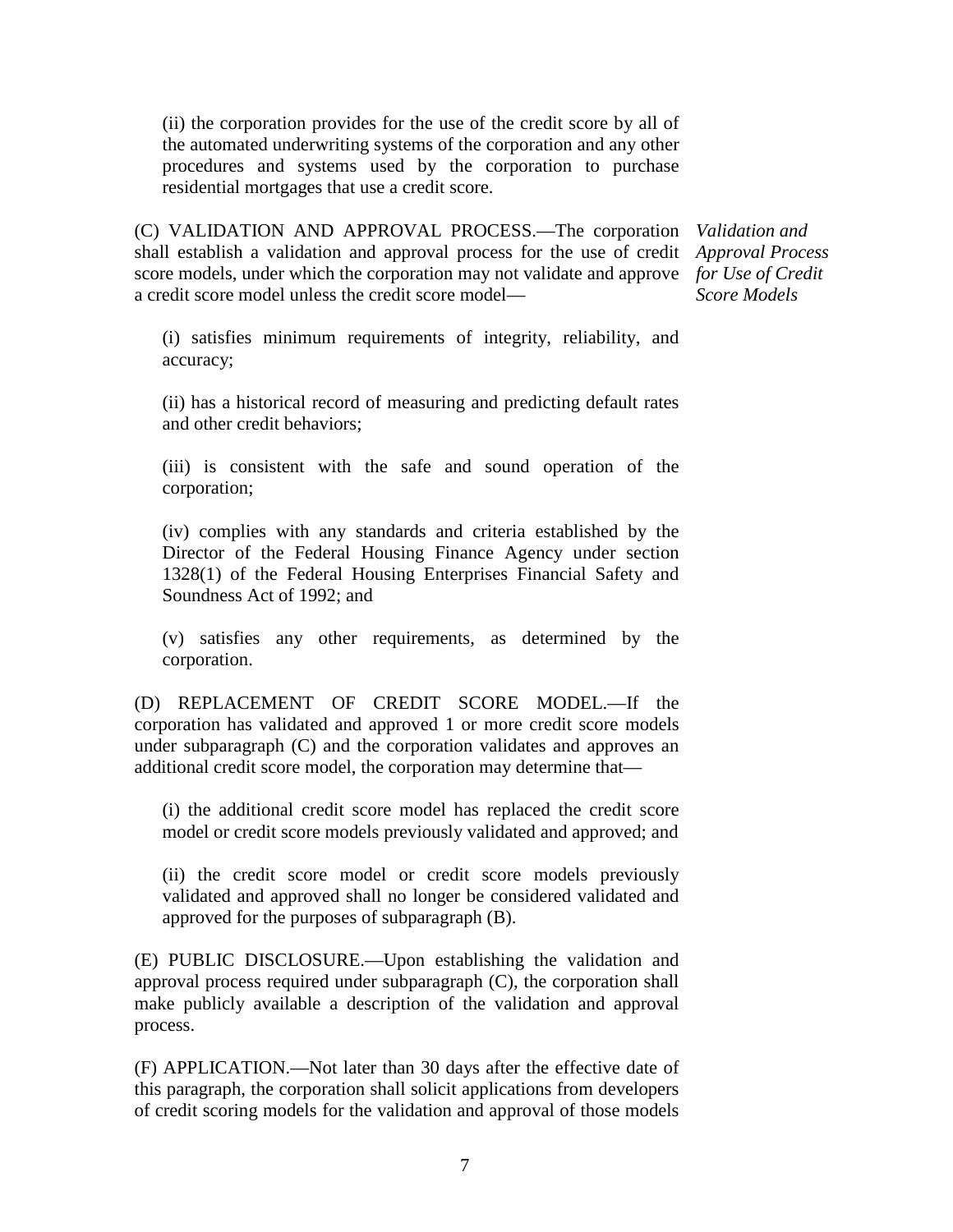(ii) the corporation provides for the use of the credit score by all of the automated underwriting systems of the corporation and any other procedures and systems used by the corporation to purchase residential mortgages that use a credit score.

(C) VALIDATION AND APPROVAL PROCESS.—The corporation shall establish a validation and approval process for the use of credit score models, under which the corporation may not validate and approve a credit score model unless the credit score model—

*Validation and Approval Process for Use of Credit Score Models*

(i) satisfies minimum requirements of integrity, reliability, and accuracy;

(ii) has a historical record of measuring and predicting default rates and other credit behaviors;

(iii) is consistent with the safe and sound operation of the corporation;

(iv) complies with any standards and criteria established by the Director of the Federal Housing Finance Agency under section 1328(1) of the Federal Housing Enterprises Financial Safety and Soundness Act of 1992; and

(v) satisfies any other requirements, as determined by the corporation.

(D) REPLACEMENT OF CREDIT SCORE MODEL.—If the corporation has validated and approved 1 or more credit score models under subparagraph (C) and the corporation validates and approves an additional credit score model, the corporation may determine that—

(i) the additional credit score model has replaced the credit score model or credit score models previously validated and approved; and

(ii) the credit score model or credit score models previously validated and approved shall no longer be considered validated and approved for the purposes of subparagraph (B).

(E) PUBLIC DISCLOSURE.—Upon establishing the validation and approval process required under subparagraph (C), the corporation shall make publicly available a description of the validation and approval process.

(F) APPLICATION.—Not later than 30 days after the effective date of this paragraph, the corporation shall solicit applications from developers of credit scoring models for the validation and approval of those models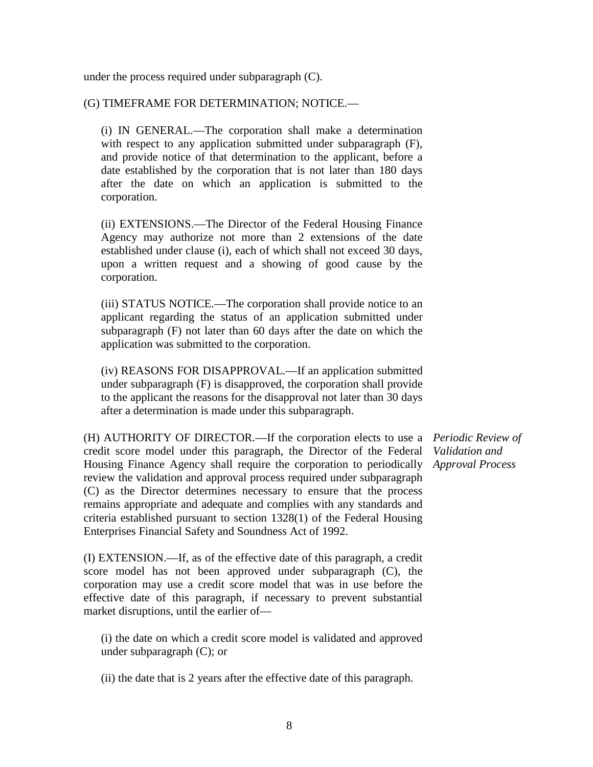under the process required under subparagraph (C).

(G) TIMEFRAME FOR DETERMINATION; NOTICE.—

(i) IN GENERAL.—The corporation shall make a determination with respect to any application submitted under subparagraph (F), and provide notice of that determination to the applicant, before a date established by the corporation that is not later than 180 days after the date on which an application is submitted to the corporation.

(ii) EXTENSIONS.—The Director of the Federal Housing Finance Agency may authorize not more than 2 extensions of the date established under clause (i), each of which shall not exceed 30 days, upon a written request and a showing of good cause by the corporation.

(iii) STATUS NOTICE.—The corporation shall provide notice to an applicant regarding the status of an application submitted under subparagraph (F) not later than 60 days after the date on which the application was submitted to the corporation.

(iv) REASONS FOR DISAPPROVAL.—If an application submitted under subparagraph (F) is disapproved, the corporation shall provide to the applicant the reasons for the disapproval not later than 30 days after a determination is made under this subparagraph.

*Periodic Review of Validation and Approval Process*

(H) AUTHORITY OF DIRECTOR.—If the corporation elects to use a credit score model under this paragraph, the Director of the Federal Housing Finance Agency shall require the corporation to periodically review the validation and approval process required under subparagraph (C) as the Director determines necessary to ensure that the process remains appropriate and adequate and complies with any standards and criteria established pursuant to section 1328(1) of the Federal Housing Enterprises Financial Safety and Soundness Act of 1992.

(I) EXTENSION.—If, as of the effective date of this paragraph, a credit score model has not been approved under subparagraph (C), the corporation may use a credit score model that was in use before the effective date of this paragraph, if necessary to prevent substantial market disruptions, until the earlier of—

(i) the date on which a credit score model is validated and approved under subparagraph (C); or

(ii) the date that is 2 years after the effective date of this paragraph.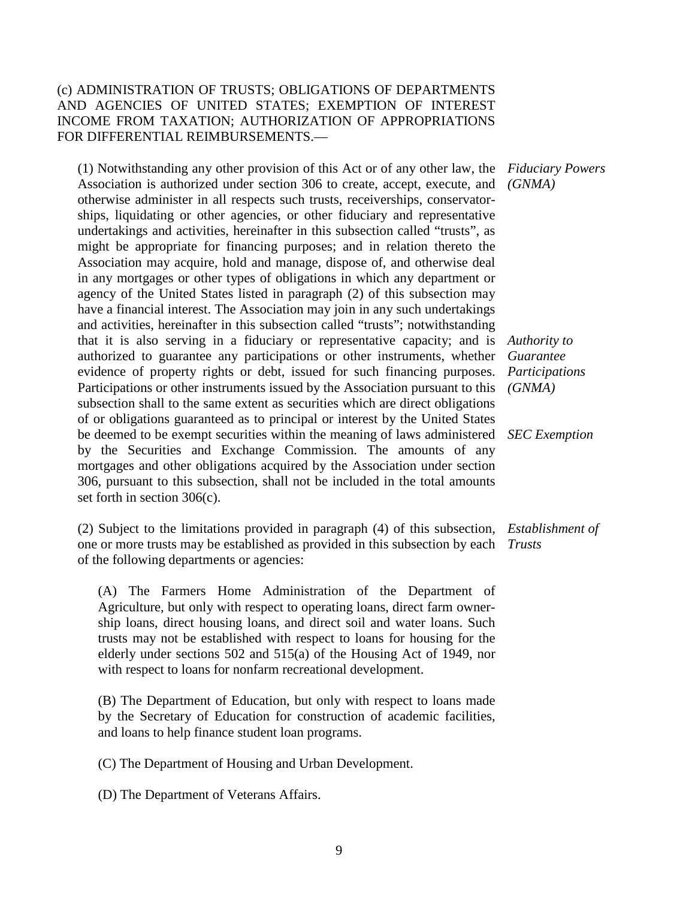(c) ADMINISTRATION OF TRUSTS; OBLIGATIONS OF DEPARTMENTS AND AGENCIES OF UNITED STATES; EXEMPTION OF INTEREST INCOME FROM TAXATION; AUTHORIZATION OF APPROPRIATIONS FOR DIFFERENTIAL REIMBURSEMENTS.—

*Fiduciary Powers (GNMA)*

(1) Notwithstanding any other provision of this Act or of any other law, the Association is authorized under section 306 to create, accept, execute, and otherwise administer in all respects such trusts, receiverships, conservatorships, liquidating or other agencies, or other fiduciary and representative undertakings and activities, hereinafter in this subsection called "trusts", as might be appropriate for financing purposes; and in relation thereto the Association may acquire, hold and manage, dispose of, and otherwise deal in any mortgages or other types of obligations in which any department or agency of the United States listed in paragraph (2) of this subsection may have a financial interest. The Association may join in any such undertakings and activities, hereinafter in this subsection called "trusts"; notwithstanding that it is also serving in a fiduciary or representative capacity; and is authorized to guarantee any participations or other instruments, whether evidence of property rights or debt, issued for such financing purposes. Participations or other instruments issued by the Association pursuant to this subsection shall to the same extent as securities which are direct obligations of or obligations guaranteed as to principal or interest by the United States be deemed to be exempt securities within the meaning of laws administered by the Securities and Exchange Commission. The amounts of any mortgages and other obligations acquired by the Association under section 306, pursuant to this subsection, shall not be included in the total amounts set forth in section 306(c).

*Authority to Guarantee Participations (GNMA)*

*SEC Exemption*

*Establishment of Trusts*

(2) Subject to the limitations provided in paragraph (4) of this subsection, one or more trusts may be established as provided in this subsection by each of the following departments or agencies:

(A) The Farmers Home Administration of the Department of Agriculture, but only with respect to operating loans, direct farm ownership loans, direct housing loans, and direct soil and water loans. Such trusts may not be established with respect to loans for housing for the elderly under sections 502 and 515(a) of the Housing Act of 1949, nor with respect to loans for nonfarm recreational development.

(B) The Department of Education, but only with respect to loans made by the Secretary of Education for construction of academic facilities, and loans to help finance student loan programs.

(C) The Department of Housing and Urban Development.

(D) The Department of Veterans Affairs.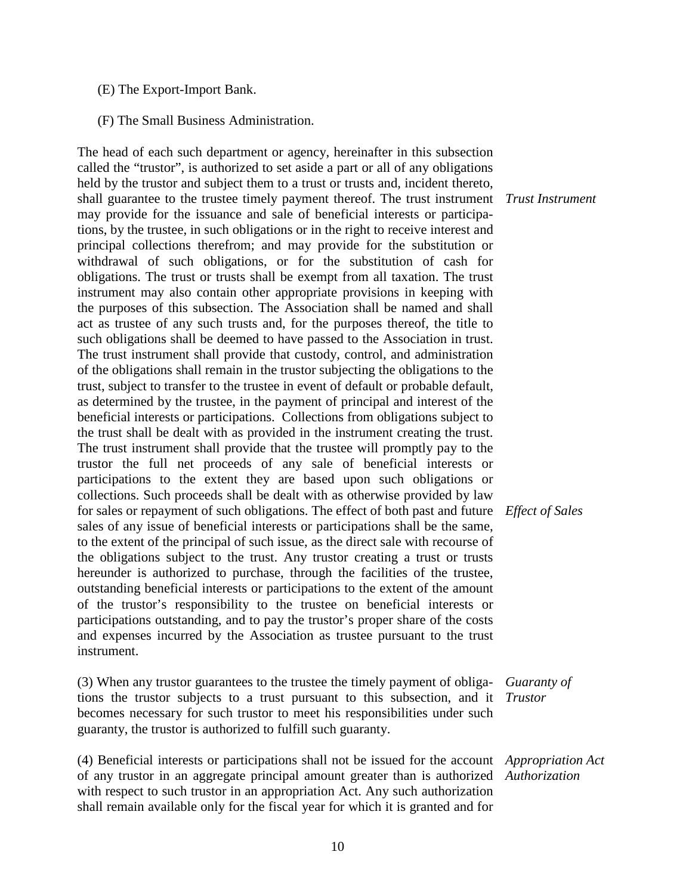(E) The Export-Import Bank.

(F) The Small Business Administration.

The head of each such department or agency, hereinafter in this subsection called the "trustor", is authorized to set aside a part or all of any obligations held by the trustor and subject them to a trust or trusts and, incident thereto, shall guarantee to the trustee timely payment thereof. The trust instrument may provide for the issuance and sale of beneficial interests or participations, by the trustee, in such obligations or in the right to receive interest and principal collections therefrom; and may provide for the substitution or withdrawal of such obligations, or for the substitution of cash for obligations. The trust or trusts shall be exempt from all taxation. The trust instrument may also contain other appropriate provisions in keeping with the purposes of this subsection. The Association shall be named and shall act as trustee of any such trusts and, for the purposes thereof, the title to such obligations shall be deemed to have passed to the Association in trust. The trust instrument shall provide that custody, control, and administration of the obligations shall remain in the trustor subjecting the obligations to the trust, subject to transfer to the trustee in event of default or probable default, as determined by the trustee, in the payment of principal and interest of the beneficial interests or participations. Collections from obligations subject to the trust shall be dealt with as provided in the instrument creating the trust. The trust instrument shall provide that the trustee will promptly pay to the trustor the full net proceeds of any sale of beneficial interests or participations to the extent they are based upon such obligations or collections. Such proceeds shall be dealt with as otherwise provided by law for sales or repayment of such obligations. The effect of both past and future sales of any issue of beneficial interests or participations shall be the same, to the extent of the principal of such issue, as the direct sale with recourse of the obligations subject to the trust. Any trustor creating a trust or trusts hereunder is authorized to purchase, through the facilities of the trustee, outstanding beneficial interests or participations to the extent of the amount of the trustor's responsibility to the trustee on beneficial interests or participations outstanding, and to pay the trustor's proper share of the costs and expenses incurred by the Association as trustee pursuant to the trust instrument.

*Trust Instrument*

*Effect of Sales*

(3) When any trustor guarantees to the trustee the timely payment of obligations the trustor subjects to a trust pursuant to this subsection, and it becomes necessary for such trustor to meet his responsibilities under such guaranty, the trustor is authorized to fulfill such guaranty.

*Guaranty of Trustor*

(4) Beneficial interests or participations shall not be issued for the account of any trustor in an aggregate principal amount greater than is authorized with respect to such trustor in an appropriation Act. Any such authorization shall remain available only for the fiscal year for which it is granted and for

*Appropriation Act Authorization*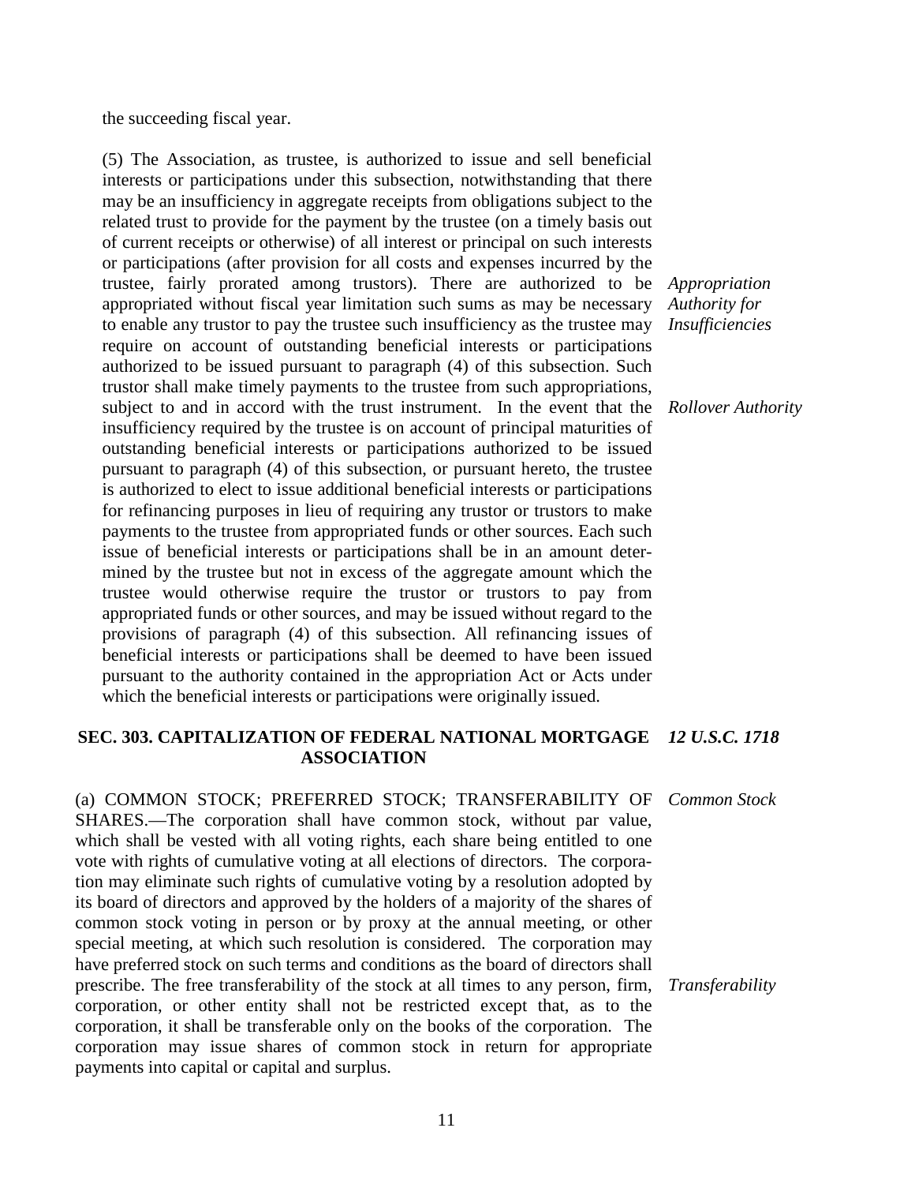the succeeding fiscal year.

(5) The Association, as trustee, is authorized to issue and sell beneficial interests or participations under this subsection, notwithstanding that there may be an insufficiency in aggregate receipts from obligations subject to the related trust to provide for the payment by the trustee (on a timely basis out of current receipts or otherwise) of all interest or principal on such interests or participations (after provision for all costs and expenses incurred by the trustee, fairly prorated among trustors). There are authorized to be appropriated without fiscal year limitation such sums as may be necessary to enable any trustor to pay the trustee such insufficiency as the trustee may require on account of outstanding beneficial interests or participations authorized to be issued pursuant to paragraph (4) of this subsection. Such trustor shall make timely payments to the trustee from such appropriations, subject to and in accord with the trust instrument. In the event that the insufficiency required by the trustee is on account of principal maturities of outstanding beneficial interests or participations authorized to be issued pursuant to paragraph (4) of this subsection, or pursuant hereto, the trustee is authorized to elect to issue additional beneficial interests or participations for refinancing purposes in lieu of requiring any trustor or trustors to make payments to the trustee from appropriated funds or other sources. Each such issue of beneficial interests or participations shall be in an amount determined by the trustee but not in excess of the aggregate amount which the trustee would otherwise require the trustor or trustors to pay from appropriated funds or other sources, and may be issued without regard to the provisions of paragraph (4) of this subsection. All refinancing issues of beneficial interests or participations shall be deemed to have been issued pursuant to the authority contained in the appropriation Act or Acts under which the beneficial interests or participations were originally issued.

*Appropriation Authority for Insufficiencies*

*Rollover Authority*

## SEC. 303. CAPITALIZATION OF FEDERAL NATIONAL MORTGAGE ASSOCIATION

*12 U.S.C. 1718*

(a) COMMON STOCK; PREFERRED STOCK; TRANSFERABILITY OF SHARES.—The corporation shall have common stock, without par value, which shall be vested with all voting rights, each share being entitled to one vote with rights of cumulative voting at all elections of directors. The corporation may eliminate such rights of cumulative voting by a resolution adopted by its board of directors and approved by the holders of a majority of the shares of common stock voting in person or by proxy at the annual meeting, or other special meeting, at which such resolution is considered. The corporation may have preferred stock on such terms and conditions as the board of directors shall prescribe. The free transferability of the stock at all times to any person, firm, corporation, or other entity shall not be restricted except that, as to the corporation, it shall be transferable only on the books of the corporation. The corporation may issue shares of common stock in return for appropriate payments into capital or capital and surplus.

*Common Stock*

*Transferability*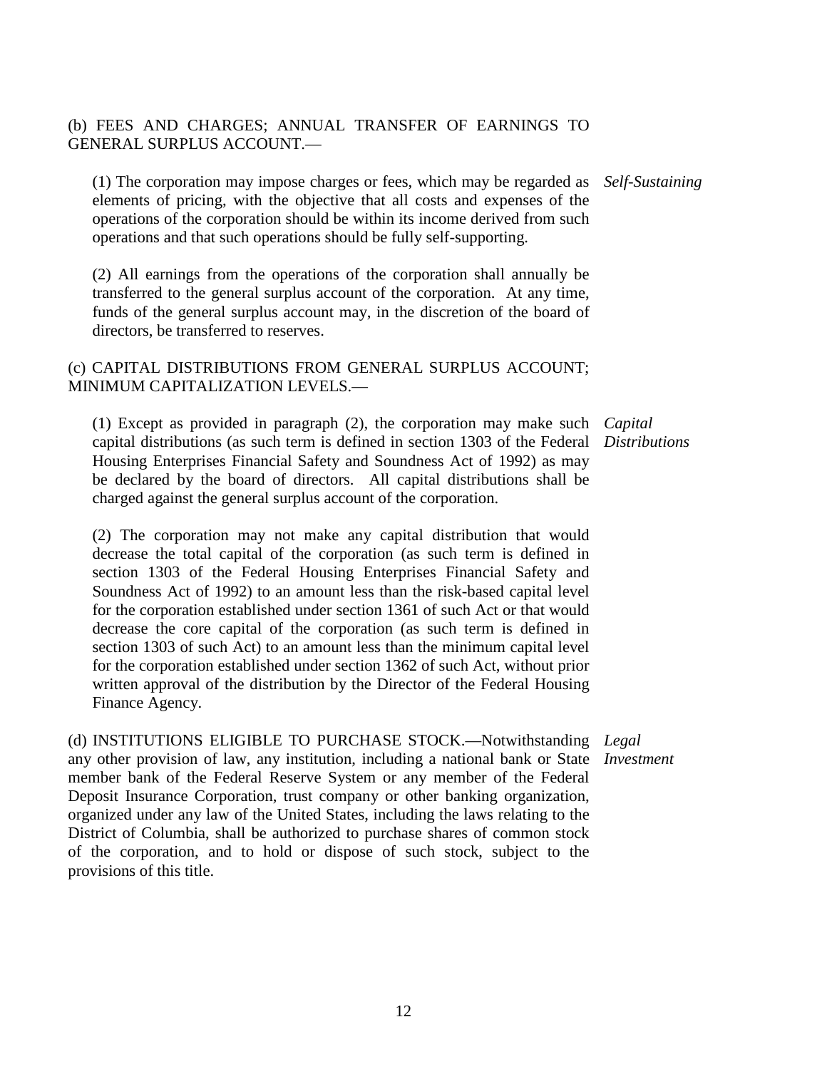(b) FEES AND CHARGES; ANNUAL TRANSFER OF EARNINGS TO GENERAL SURPLUS ACCOUNT.—

*Self-Sustaining*

(1) The corporation may impose charges or fees, which may be regarded as elements of pricing, with the objective that all costs and expenses of the operations of the corporation should be within its income derived from such operations and that such operations should be fully self-supporting.

(2) All earnings from the operations of the corporation shall annually be transferred to the general surplus account of the corporation. At any time, funds of the general surplus account may, in the discretion of the board of directors, be transferred to reserves.

(c) CAPITAL DISTRIBUTIONS FROM GENERAL SURPLUS ACCOUNT; MINIMUM CAPITALIZATION LEVELS.—

*Capital Distributions*

(1) Except as provided in paragraph (2), the corporation may make such capital distributions (as such term is defined in section 1303 of the Federal Housing Enterprises Financial Safety and Soundness Act of 1992) as may be declared by the board of directors. All capital distributions shall be charged against the general surplus account of the corporation.

(2) The corporation may not make any capital distribution that would decrease the total capital of the corporation (as such term is defined in section 1303 of the Federal Housing Enterprises Financial Safety and Soundness Act of 1992) to an amount less than the risk-based capital level for the corporation established under section 1361 of such Act or that would decrease the core capital of the corporation (as such term is defined in section 1303 of such Act) to an amount less than the minimum capital level for the corporation established under section 1362 of such Act, without prior written approval of the distribution by the Director of the Federal Housing Finance Agency.

*Legal Investment*

(d) INSTITUTIONS ELIGIBLE TO PURCHASE STOCK.—Notwithstanding any other provision of law, any institution, including a national bank or State member bank of the Federal Reserve System or any member of the Federal Deposit Insurance Corporation, trust company or other banking organization, organized under any law of the United States, including the laws relating to the District of Columbia, shall be authorized to purchase shares of common stock of the corporation, and to hold or dispose of such stock, subject to the provisions of this title.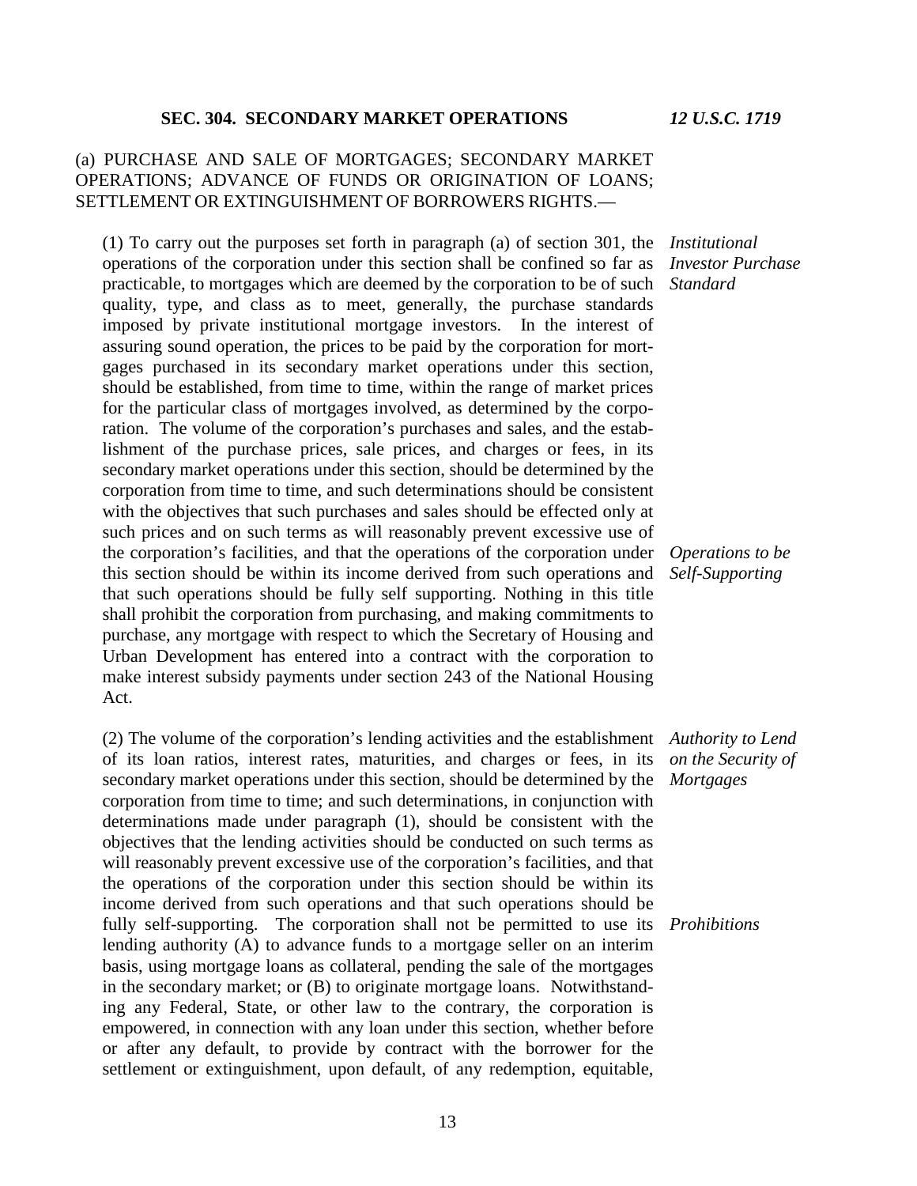**SEC. 304. SECONDARY MARKET OPERATIONS** *12 U.S.C. 1719*

(a) PURCHASE AND SALE OF MORTGAGES; SECONDARY MARKET OPERATIONS; ADVANCE OF FUNDS OR ORIGINATION OF LOANS; SETTLEMENT OR EXTINGUISHMENT OF BORROWERS RIGHTS.—

*Institutional Investor Purchase Standard*

(1) To carry out the purposes set forth in paragraph (a) of section 301, the operations of the corporation under this section shall be confined so far as practicable, to mortgages which are deemed by the corporation to be of such quality, type, and class as to meet, generally, the purchase standards imposed by private institutional mortgage investors. In the interest of assuring sound operation, the prices to be paid by the corporation for mortgages purchased in its secondary market operations under this section, should be established, from time to time, within the range of market prices for the particular class of mortgages involved, as determined by the corporation. The volume of the corporation's purchases and sales, and the establishment of the purchase prices, sale prices, and charges or fees, in its secondary market operations under this section, should be determined by the corporation from time to time, and such determinations should be consistent with the objectives that such purchases and sales should be effected only at such prices and on such terms as will reasonably prevent excessive use of the corporation's facilities, and that the operations of the corporation under this section should be within its income derived from such operations and that such operations should be fully self supporting. Nothing in this title shall prohibit the corporation from purchasing, and making commitments to purchase, any mortgage with respect to which the Secretary of Housing and Urban Development has entered into a contract with the corporation to make interest subsidy payments under section 243 of the National Housing Act.

*Operations to be Self-Supporting*

*Authority to Lend on the Security of Mortgages*

(2) The volume of the corporation's lending activities and the establishment of its loan ratios, interest rates, maturities, and charges or fees, in its secondary market operations under this section, should be determined by the corporation from time to time; and such determinations, in conjunction with determinations made under paragraph (1), should be consistent with the objectives that the lending activities should be conducted on such terms as will reasonably prevent excessive use of the corporation's facilities, and that the operations of the corporation under this section should be within its income derived from such operations and that such operations should be fully self-supporting. The corporation shall not be permitted to use its lending authority (A) to advance funds to a mortgage seller on an interim basis, using mortgage loans as collateral, pending the sale of the mortgages in the secondary market; or (B) to originate mortgage loans. Notwithstanding any Federal, State, or other law to the contrary, the corporation is empowered, in connection with any loan under this section, whether before or after any default, to provide by contract with the borrower for the settlement or extinguishment, upon default, of any redemption, equitable,

*Prohibitions*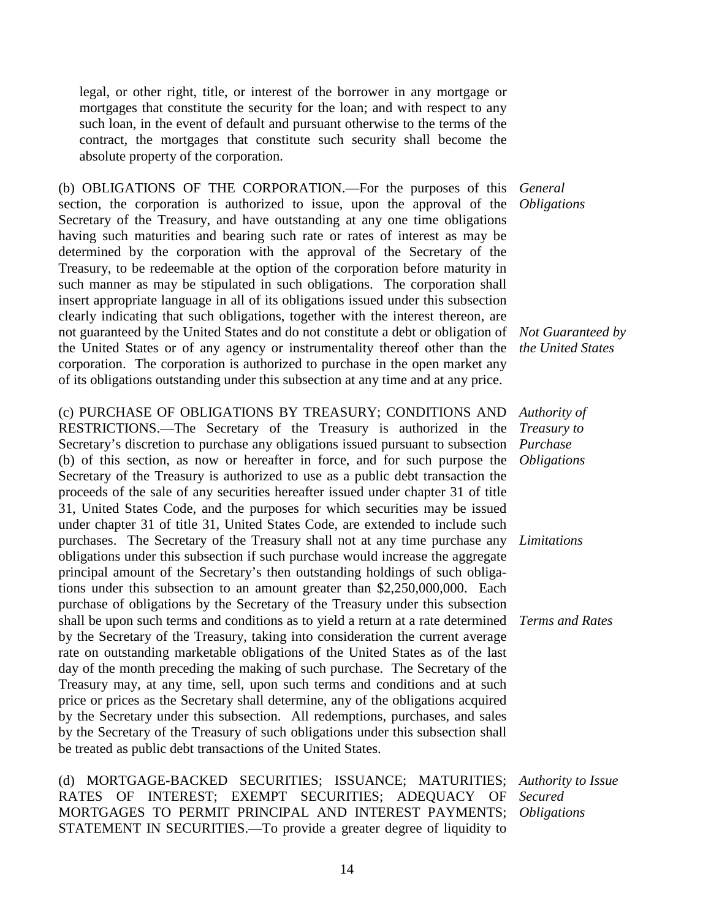legal, or other right, title, or interest of the borrower in any mortgage or mortgages that constitute the security for the loan; and with respect to any such loan, in the event of default and pursuant otherwise to the terms of the contract, the mortgages that constitute such security shall become the absolute property of the corporation.

*General Obligations*

(b) OBLIGATIONS OF THE CORPORATION.—For the purposes of this section, the corporation is authorized to issue, upon the approval of the Secretary of the Treasury, and have outstanding at any one time obligations having such maturities and bearing such rate or rates of interest as may be determined by the corporation with the approval of the Secretary of the Treasury, to be redeemable at the option of the corporation before maturity in such manner as may be stipulated in such obligations. The corporation shall insert appropriate language in all of its obligations issued under this subsection clearly indicating that such obligations, together with the interest thereon, are not guaranteed by the United States and do not constitute a debt or obligation of the United States or of any agency or instrumentality thereof other than the corporation. The corporation is authorized to purchase in the open market any of its obligations outstanding under this subsection at any time and at any price.

*Not Guaranteed by the United States*

*Authority of Treasury to Purchase Obligations*

(c) PURCHASE OF OBLIGATIONS BY TREASURY; CONDITIONS AND RESTRICTIONS.—The Secretary of the Treasury is authorized in the Secretary's discretion to purchase any obligations issued pursuant to subsection (b) of this section, as now or hereafter in force, and for such purpose the Secretary of the Treasury is authorized to use as a public debt transaction the proceeds of the sale of any securities hereafter issued under chapter 31 of title 31, United States Code, and the purposes for which securities may be issued under chapter 31 of title 31, United States Code, are extended to include such purchases. The Secretary of the Treasury shall not at any time purchase any obligations under this subsection if such purchase would increase the aggregate principal amount of the Secretary's then outstanding holdings of such obligations under this subsection to an amount greater than $2,250,000,000. Each purchase of obligations by the Secretary of the Treasury under this subsection shall be upon such terms and conditions as to yield a return at a rate determined by the Secretary of the Treasury, taking into consideration the current average rate on outstanding marketable obligations of the United States as of the last day of the month preceding the making of such purchase. The Secretary of the Treasury may, at any time, sell, upon such terms and conditions and at such price or prices as the Secretary shall determine, any of the obligations acquired by the Secretary under this subsection. All redemptions, purchases, and sales by the Secretary of the Treasury of such obligations under this subsection shall be treated as public debt transactions of the United States.

*Limitations*

*Terms and Rates*

*Authority to Issue Secured Obligations*

(d) MORTGAGE-BACKED SECURITIES; ISSUANCE; MATURITIES; RATES OF INTEREST; EXEMPT SECURITIES; ADEQUACY OF MORTGAGES TO PERMIT PRINCIPAL AND INTEREST PAYMENTS; STATEMENT IN SECURITIES.—To provide a greater degree of liquidity to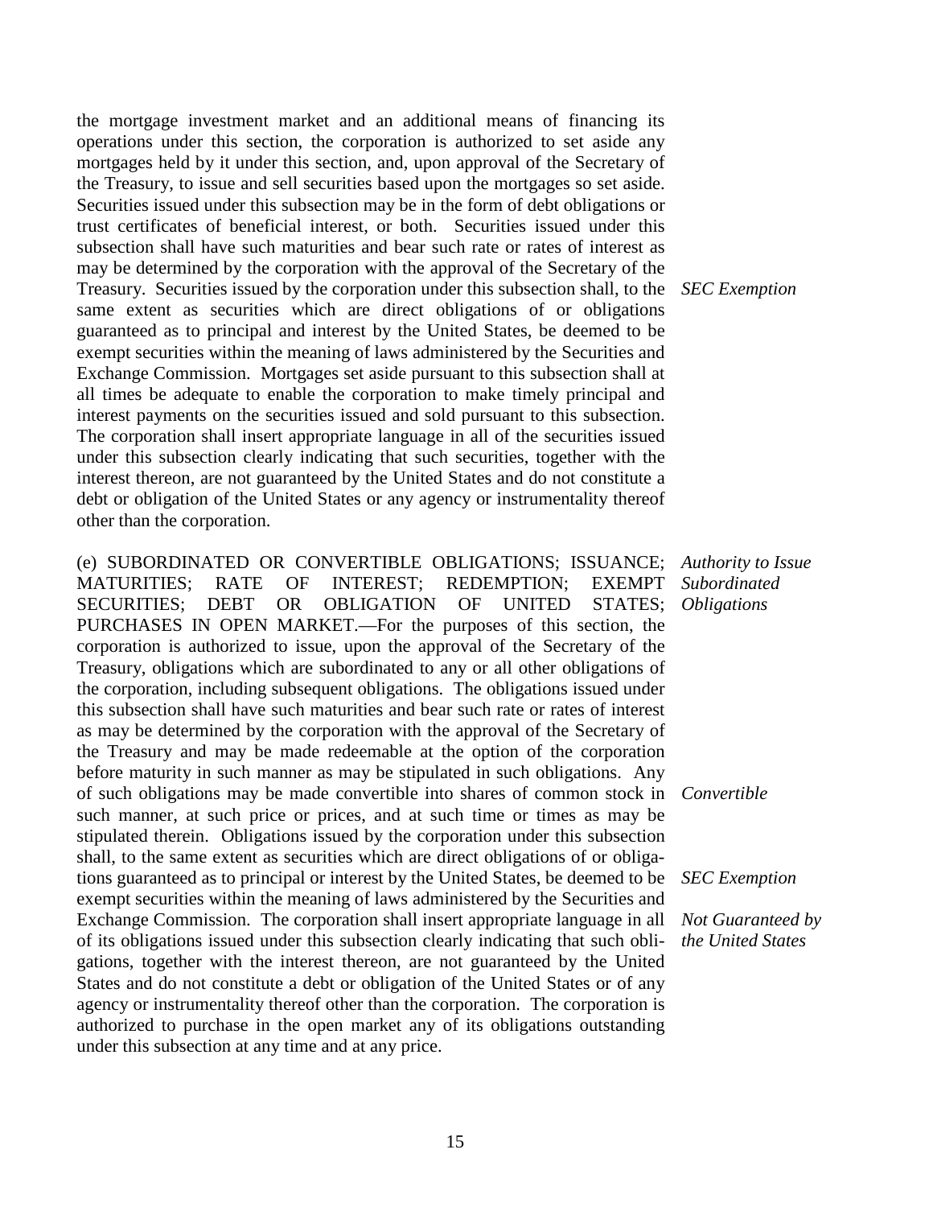the mortgage investment market and an additional means of financing its operations under this section, the corporation is authorized to set aside any mortgages held by it under this section, and, upon approval of the Secretary of the Treasury, to issue and sell securities based upon the mortgages so set aside. Securities issued under this subsection may be in the form of debt obligations or trust certificates of beneficial interest, or both. Securities issued under this subsection shall have such maturities and bear such rate or rates of interest as may be determined by the corporation with the approval of the Secretary of the Treasury. Securities issued by the corporation under this subsection shall, to the same extent as securities which are direct obligations of or obligations guaranteed as to principal and interest by the United States, be deemed to be exempt securities within the meaning of laws administered by the Securities and Exchange Commission. Mortgages set aside pursuant to this subsection shall at all times be adequate to enable the corporation to make timely principal and interest payments on the securities issued and sold pursuant to this subsection. The corporation shall insert appropriate language in all of the securities issued under this subsection clearly indicating that such securities, together with the interest thereon, are not guaranteed by the United States and do not constitute a debt or obligation of the United States or any agency or instrumentality thereof other than the corporation.

*SEC Exemption*

(e) SUBORDINATED OR CONVERTIBLE OBLIGATIONS; ISSUANCE; MATURITIES; RATE OF INTEREST; REDEMPTION; EXEMPT SECURITIES; DEBT OR OBLIGATION OF UNITED STATES; PURCHASES IN OPEN MARKET.—For the purposes of this section, the corporation is authorized to issue, upon the approval of the Secretary of the Treasury, obligations which are subordinated to any or all other obligations of the corporation, including subsequent obligations. The obligations issued under this subsection shall have such maturities and bear such rate or rates of interest as may be determined by the corporation with the approval of the Secretary of the Treasury and may be made redeemable at the option of the corporation before maturity in such manner as may be stipulated in such obligations. Any of such obligations may be made convertible into shares of common stock in such manner, at such price or prices, and at such time or times as may be stipulated therein. Obligations issued by the corporation under this subsection shall, to the same extent as securities which are direct obligations of or obligations guaranteed as to principal or interest by the United States, be deemed to be exempt securities within the meaning of laws administered by the Securities and Exchange Commission. The corporation shall insert appropriate language in all of its obligations issued under this subsection clearly indicating that such obligations, together with the interest thereon, are not guaranteed by the United States and do not constitute a debt or obligation of the United States or of any agency or instrumentality thereof other than the corporation. The corporation is authorized to purchase in the open market any of its obligations outstanding under this subsection at any time and at any price.

*Authority to Issue Subordinated Obligations*

*Convertible*

*SEC Exemption*

*Not Guaranteed by the United States*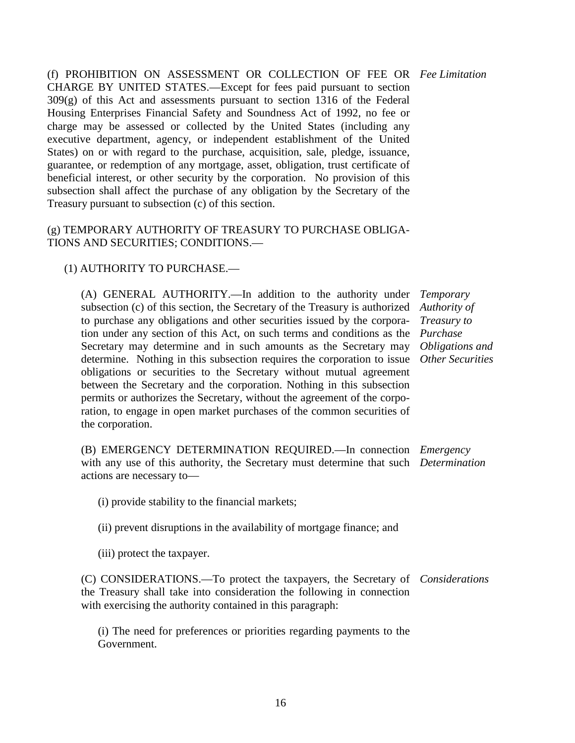(f) PROHIBITION ON ASSESSMENT OR COLLECTION OF FEE OR CHARGE BY UNITED STATES.—Except for fees paid pursuant to section 309(g) of this Act and assessments pursuant to section 1316 of the Federal Housing Enterprises Financial Safety and Soundness Act of 1992, no fee or charge may be assessed or collected by the United States (including any executive department, agency, or independent establishment of the United States) on or with regard to the purchase, acquisition, sale, pledge, issuance, guarantee, or redemption of any mortgage, asset, obligation, trust certificate of beneficial interest, or other security by the corporation. No provision of this subsection shall affect the purchase of any obligation by the Secretary of the Treasury pursuant to subsection (c) of this section.

*Fee Limitation*

(g) TEMPORARY AUTHORITY OF TREASURY TO PURCHASE OBLIGATIONS AND SECURITIES; CONDITIONS.—

(1) AUTHORITY TO PURCHASE.—

(A) GENERAL AUTHORITY.—In addition to the authority under subsection (c) of this section, the Secretary of the Treasury is authorized to purchase any obligations and other securities issued by the corporation under any section of this Act, on such terms and conditions as the Secretary may determine and in such amounts as the Secretary may determine. Nothing in this subsection requires the corporation to issue obligations or securities to the Secretary without mutual agreement between the Secretary and the corporation. Nothing in this subsection permits or authorizes the Secretary, without the agreement of the corporation, to engage in open market purchases of the common securities of the corporation.

*Temporary Authority of Treasury to Purchase Obligations and Other Securities*

(B) EMERGENCY DETERMINATION REQUIRED.—In connection with any use of this authority, the Secretary must determine that such actions are necessary to—

*Emergency Determination*

(i) provide stability to the financial markets;

(ii) prevent disruptions in the availability of mortgage finance; and

(iii) protect the taxpayer.

(C) CONSIDERATIONS.—To protect the taxpayers, the Secretary of the Treasury shall take into consideration the following in connection with exercising the authority contained in this paragraph:

*Considerations*

(i) The need for preferences or priorities regarding payments to the Government.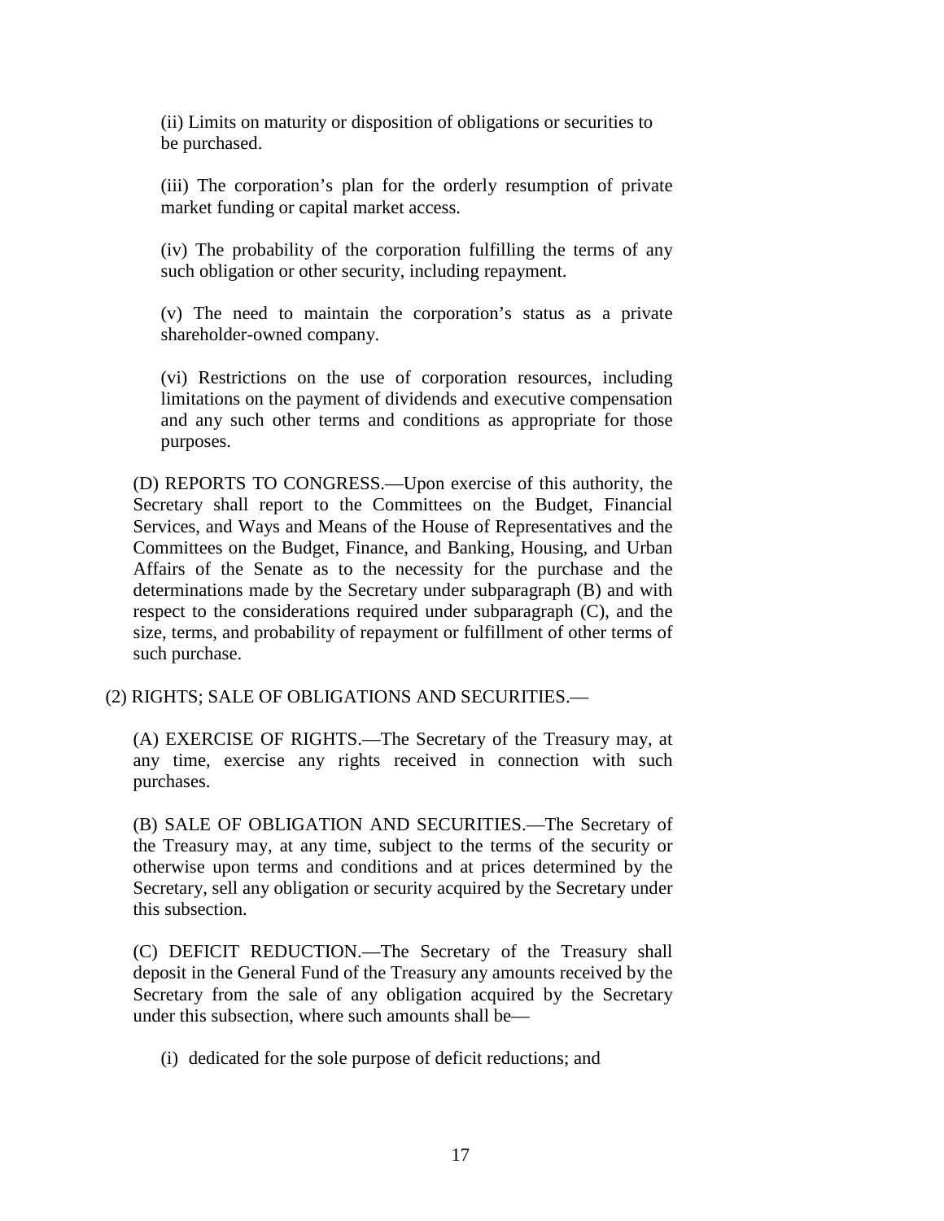(ii) Limits on maturity or disposition of obligations or securities to be purchased.

(iii) The corporation's plan for the orderly resumption of private market funding or capital market access.

(iv) The probability of the corporation fulfilling the terms of any such obligation or other security, including repayment.

(v) The need to maintain the corporation's status as a private shareholder-owned company.

(vi) Restrictions on the use of corporation resources, including limitations on the payment of dividends and executive compensation and any such other terms and conditions as appropriate for those purposes.

(D) REPORTS TO CONGRESS.—Upon exercise of this authority, the Secretary shall report to the Committees on the Budget, Financial Services, and Ways and Means of the House of Representatives and the Committees on the Budget, Finance, and Banking, Housing, and Urban Affairs of the Senate as to the necessity for the purchase and the determinations made by the Secretary under subparagraph (B) and with respect to the considerations required under subparagraph (C), and the size, terms, and probability of repayment or fulfillment of other terms of such purchase.

(2) RIGHTS; SALE OF OBLIGATIONS AND SECURITIES.—

(A) EXERCISE OF RIGHTS.—The Secretary of the Treasury may, at any time, exercise any rights received in connection with such purchases.

(B) SALE OF OBLIGATION AND SECURITIES.—The Secretary of the Treasury may, at any time, subject to the terms of the security or otherwise upon terms and conditions and at prices determined by the Secretary, sell any obligation or security acquired by the Secretary under this subsection.

(C) DEFICIT REDUCTION.—The Secretary of the Treasury shall deposit in the General Fund of the Treasury any amounts received by the Secretary from the sale of any obligation acquired by the Secretary under this subsection, where such amounts shall be—

(i) dedicated for the sole purpose of deficit reductions; and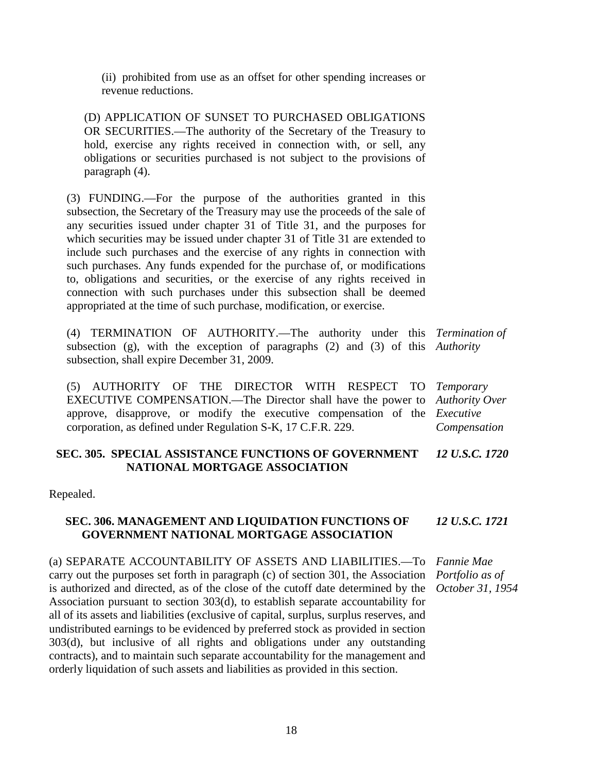(ii) prohibited from use as an offset for other spending increases or revenue reductions.

(D) APPLICATION OF SUNSET TO PURCHASED OBLIGATIONS OR SECURITIES.—The authority of the Secretary of the Treasury to hold, exercise any rights received in connection with, or sell, any obligations or securities purchased is not subject to the provisions of paragraph (4).

(3) FUNDING.—For the purpose of the authorities granted in this subsection, the Secretary of the Treasury may use the proceeds of the sale of any securities issued under chapter 31 of Title 31, and the purposes for which securities may be issued under chapter 31 of Title 31 are extended to include such purchases and the exercise of any rights in connection with such purchases. Any funds expended for the purchase of, or modifications to, obligations and securities, or the exercise of any rights received in connection with such purchases under this subsection shall be deemed appropriated at the time of such purchase, modification, or exercise.

*Termination of Authority*

(4) TERMINATION OF AUTHORITY.—The authority under this subsection (g), with the exception of paragraphs (2) and (3) of this subsection, shall expire December 31, 2009.

*Temporary Authority Over Executive Compensation*

(5) AUTHORITY OF THE DIRECTOR WITH RESPECT TO EXECUTIVE COMPENSATION.—The Director shall have the power to approve, disapprove, or modify the executive compensation of the corporation, as defined under Regulation S-K, 17 C.F.R. 229.

## SEC. 305. SPECIAL ASSISTANCE FUNCTIONS OF GOVERNMENT NATIONAL MORTGAGE ASSOCIATION

*12 U.S.C. 1720*

Repealed.

## SEC. 306. MANAGEMENT AND LIQUIDATION FUNCTIONS OF GOVERNMENT NATIONAL MORTGAGE ASSOCIATION

*12 U.S.C. 1721*

*Fannie Mae Portfolio as of October 31, 1954*

(a) SEPARATE ACCOUNTABILITY OF ASSETS AND LIABILITIES.—To carry out the purposes set forth in paragraph (c) of section 301, the Association is authorized and directed, as of the close of the cutoff date determined by the Association pursuant to section 303(d), to establish separate accountability for all of its assets and liabilities (exclusive of capital, surplus, surplus reserves, and undistributed earnings to be evidenced by preferred stock as provided in section 303(d), but inclusive of all rights and obligations under any outstanding contracts), and to maintain such separate accountability for the management and orderly liquidation of such assets and liabilities as provided in this section.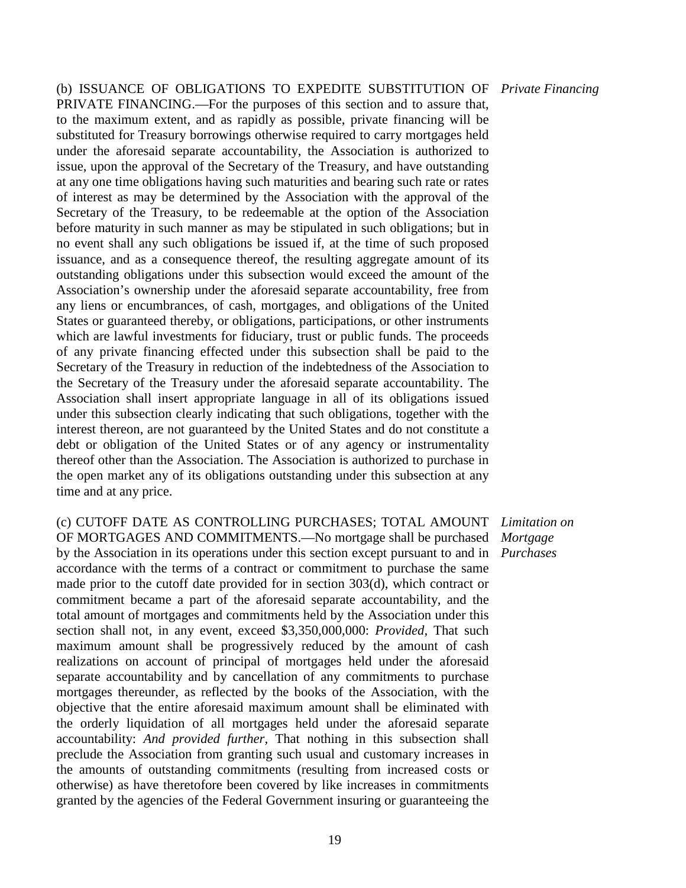(b) ISSUANCE OF OBLIGATIONS TO EXPEDITE SUBSTITUTION OF PRIVATE FINANCING.—For the purposes of this section and to assure that, to the maximum extent, and as rapidly as possible, private financing will be substituted for Treasury borrowings otherwise required to carry mortgages held under the aforesaid separate accountability, the Association is authorized to issue, upon the approval of the Secretary of the Treasury, and have outstanding at any one time obligations having such maturities and bearing such rate or rates of interest as may be determined by the Association with the approval of the Secretary of the Treasury, to be redeemable at the option of the Association before maturity in such manner as may be stipulated in such obligations; but in no event shall any such obligations be issued if, at the time of such proposed issuance, and as a consequence thereof, the resulting aggregate amount of its outstanding obligations under this subsection would exceed the amount of the Association's ownership under the aforesaid separate accountability, free from any liens or encumbrances, of cash, mortgages, and obligations of the United States or guaranteed thereby, or obligations, participations, or other instruments which are lawful investments for fiduciary, trust or public funds. The proceeds of any private financing effected under this subsection shall be paid to the Secretary of the Treasury in reduction of the indebtedness of the Association to the Secretary of the Treasury under the aforesaid separate accountability. The Association shall insert appropriate language in all of its obligations issued under this subsection clearly indicating that such obligations, together with the interest thereon, are not guaranteed by the United States and do not constitute a debt or obligation of the United States or of any agency or instrumentality thereof other than the Association. The Association is authorized to purchase in the open market any of its obligations outstanding under this subsection at any time and at any price.

*Private Financing*

(c) CUTOFF DATE AS CONTROLLING PURCHASES; TOTAL AMOUNT OF MORTGAGES AND COMMITMENTS.—No mortgage shall be purchased by the Association in its operations under this section except pursuant to and in accordance with the terms of a contract or commitment to purchase the same made prior to the cutoff date provided for in section 303(d), which contract or commitment became a part of the aforesaid separate accountability, and the total amount of mortgages and commitments held by the Association under this section shall not, in any event, exceed $3,350,000,000: *Provided*, That such maximum amount shall be progressively reduced by the amount of cash realizations on account of principal of mortgages held under the aforesaid separate accountability and by cancellation of any commitments to purchase mortgages thereunder, as reflected by the books of the Association, with the objective that the entire aforesaid maximum amount shall be eliminated with the orderly liquidation of all mortgages held under the aforesaid separate accountability: *And provided further*, That nothing in this subsection shall preclude the Association from granting such usual and customary increases in the amounts of outstanding commitments (resulting from increased costs or otherwise) as have theretofore been covered by like increases in commitments granted by the agencies of the Federal Government insuring or guaranteeing the

*Limitation on Mortgage Purchases*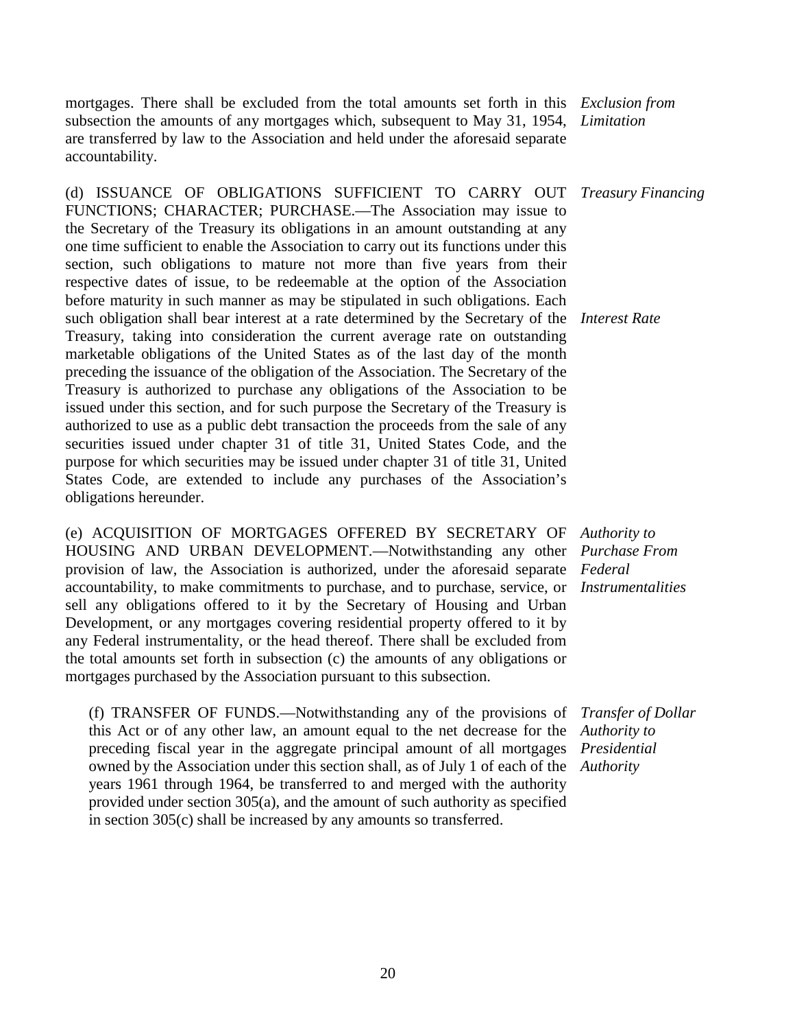mortgages. There shall be excluded from the total amounts set forth in this subsection the amounts of any mortgages which, subsequent to May 31, 1954, are transferred by law to the Association and held under the aforesaid separate accountability.

*Exclusion from Limitation*

(d) ISSUANCE OF OBLIGATIONS SUFFICIENT TO CARRY OUT FUNCTIONS; CHARACTER; PURCHASE.—The Association may issue to the Secretary of the Treasury its obligations in an amount outstanding at any one time sufficient to enable the Association to carry out its functions under this section, such obligations to mature not more than five years from their respective dates of issue, to be redeemable at the option of the Association before maturity in such manner as may be stipulated in such obligations. Each such obligation shall bear interest at a rate determined by the Secretary of the Treasury, taking into consideration the current average rate on outstanding marketable obligations of the United States as of the last day of the month preceding the issuance of the obligation of the Association. The Secretary of the Treasury is authorized to purchase any obligations of the Association to be issued under this section, and for such purpose the Secretary of the Treasury is authorized to use as a public debt transaction the proceeds from the sale of any securities issued under chapter 31 of title 31, United States Code, and the purpose for which securities may be issued under chapter 31 of title 31, United States Code, are extended to include any purchases of the Association's obligations hereunder.

*Treasury Financing*

*Interest Rate*

(e) ACQUISITION OF MORTGAGES OFFERED BY SECRETARY OF HOUSING AND URBAN DEVELOPMENT.—Notwithstanding any other provision of law, the Association is authorized, under the aforesaid separate accountability, to make commitments to purchase, and to purchase, service, or sell any obligations offered to it by the Secretary of Housing and Urban Development, or any mortgages covering residential property offered to it by any Federal instrumentality, or the head thereof. There shall be excluded from the total amounts set forth in subsection (c) the amounts of any obligations or mortgages purchased by the Association pursuant to this subsection.

*Authority to Purchase From Federal Instrumentalities*

(f) TRANSFER OF FUNDS.—Notwithstanding any of the provisions of this Act or of any other law, an amount equal to the net decrease for the preceding fiscal year in the aggregate principal amount of all mortgages owned by the Association under this section shall, as of July 1 of each of the years 1961 through 1964, be transferred to and merged with the authority provided under section 305(a), and the amount of such authority as specified in section 305(c) shall be increased by any amounts so transferred.

*Transfer of Dollar Authority to Presidential Authority*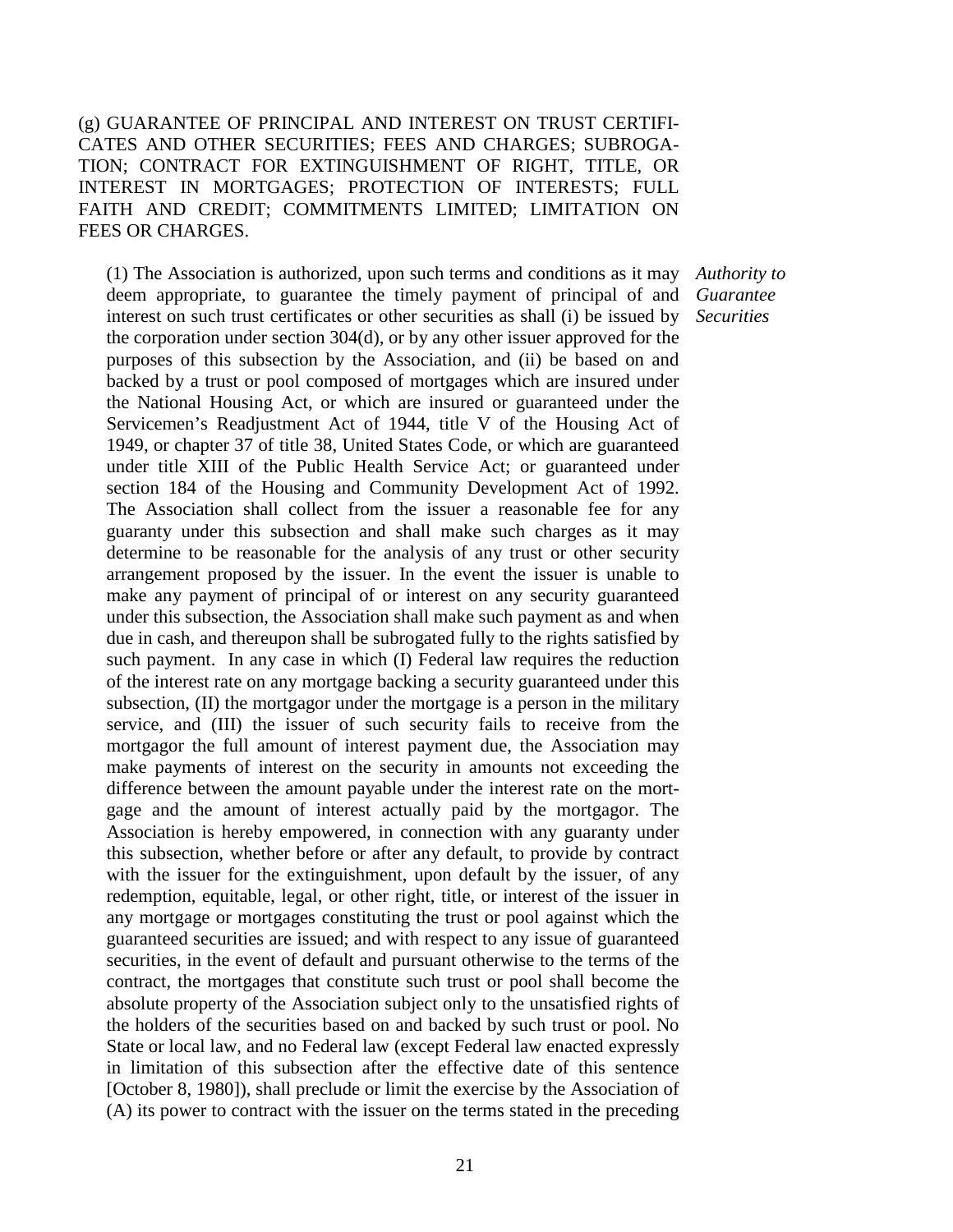(g) GUARANTEE OF PRINCIPAL AND INTEREST ON TRUST CERTIFICATES AND OTHER SECURITIES; FEES AND CHARGES; SUBROGATION; CONTRACT FOR EXTINGUISHMENT OF RIGHT, TITLE, OR INTEREST IN MORTGAGES; PROTECTION OF INTERESTS; FULL FAITH AND CREDIT; COMMITMENTS LIMITED; LIMITATION ON FEES OR CHARGES.

*Authority to Guarantee Securities*

(1) The Association is authorized, upon such terms and conditions as it may deem appropriate, to guarantee the timely payment of principal of and interest on such trust certificates or other securities as shall (i) be issued by the corporation under section 304(d), or by any other issuer approved for the purposes of this subsection by the Association, and (ii) be based on and backed by a trust or pool composed of mortgages which are insured under the National Housing Act, or which are insured or guaranteed under the Servicemen's Readjustment Act of 1944, title V of the Housing Act of 1949, or chapter 37 of title 38, United States Code, or which are guaranteed under title XIII of the Public Health Service Act; or guaranteed under section 184 of the Housing and Community Development Act of 1992. The Association shall collect from the issuer a reasonable fee for any guaranty under this subsection and shall make such charges as it may determine to be reasonable for the analysis of any trust or other security arrangement proposed by the issuer. In the event the issuer is unable to make any payment of principal of or interest on any security guaranteed under this subsection, the Association shall make such payment as and when due in cash, and thereupon shall be subrogated fully to the rights satisfied by such payment. In any case in which (I) Federal law requires the reduction of the interest rate on any mortgage backing a security guaranteed under this subsection, (II) the mortgagor under the mortgage is a person in the military service, and (III) the issuer of such security fails to receive from the mortgagor the full amount of interest payment due, the Association may make payments of interest on the security in amounts not exceeding the difference between the amount payable under the interest rate on the mortgage and the amount of interest actually paid by the mortgagor. The Association is hereby empowered, in connection with any guaranty under this subsection, whether before or after any default, to provide by contract with the issuer for the extinguishment, upon default by the issuer, of any redemption, equitable, legal, or other right, title, or interest of the issuer in any mortgage or mortgages constituting the trust or pool against which the guaranteed securities are issued; and with respect to any issue of guaranteed securities, in the event of default and pursuant otherwise to the terms of the contract, the mortgages that constitute such trust or pool shall become the absolute property of the Association subject only to the unsatisfied rights of the holders of the securities based on and backed by such trust or pool. No State or local law, and no Federal law (except Federal law enacted expressly in limitation of this subsection after the effective date of this sentence [October 8, 1980]), shall preclude or limit the exercise by the Association of (A) its power to contract with the issuer on the terms stated in the preceding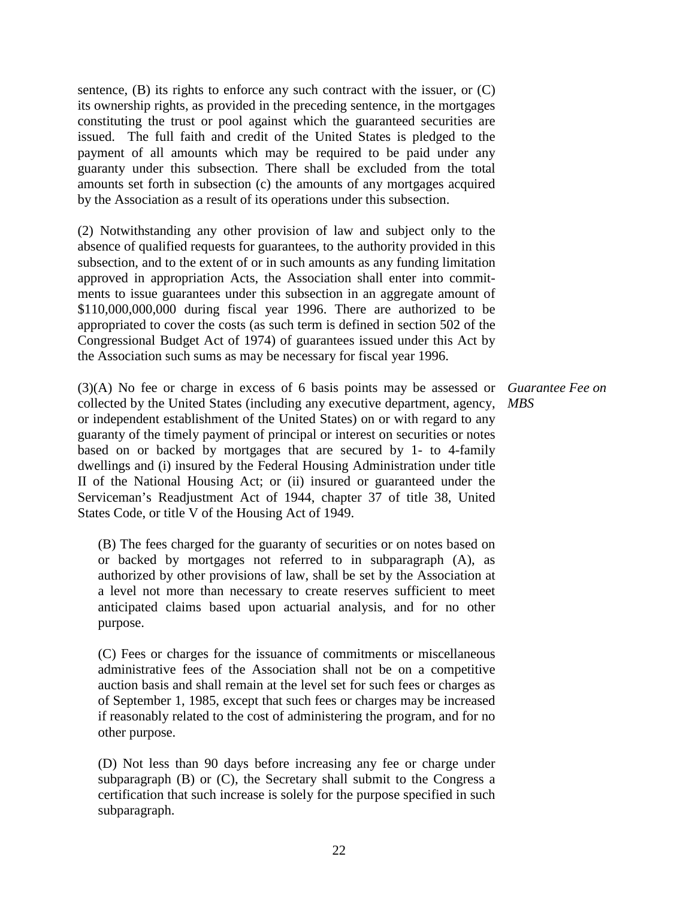sentence, (B) its rights to enforce any such contract with the issuer, or (C) its ownership rights, as provided in the preceding sentence, in the mortgages constituting the trust or pool against which the guaranteed securities are issued. The full faith and credit of the United States is pledged to the payment of all amounts which may be required to be paid under any guaranty under this subsection. There shall be excluded from the total amounts set forth in subsection (c) the amounts of any mortgages acquired by the Association as a result of its operations under this subsection.

(2) Notwithstanding any other provision of law and subject only to the absence of qualified requests for guarantees, to the authority provided in this subsection, and to the extent of or in such amounts as any funding limitation approved in appropriation Acts, the Association shall enter into commitments to issue guarantees under this subsection in an aggregate amount of $110,000,000,000 during fiscal year 1996. There are authorized to be appropriated to cover the costs (as such term is defined in section 502 of the Congressional Budget Act of 1974) of guarantees issued under this Act by the Association such sums as may be necessary for fiscal year 1996.

*Guarantee Fee on MBS*

(3)(A) No fee or charge in excess of 6 basis points may be assessed or collected by the United States (including any executive department, agency, or independent establishment of the United States) on or with regard to any guaranty of the timely payment of principal or interest on securities or notes based on or backed by mortgages that are secured by 1- to 4-family dwellings and (i) insured by the Federal Housing Administration under title II of the National Housing Act; or (ii) insured or guaranteed under the Serviceman's Readjustment Act of 1944, chapter 37 of title 38, United States Code, or title V of the Housing Act of 1949.

(B) The fees charged for the guaranty of securities or on notes based on or backed by mortgages not referred to in subparagraph (A), as authorized by other provisions of law, shall be set by the Association at a level not more than necessary to create reserves sufficient to meet anticipated claims based upon actuarial analysis, and for no other purpose.

(C) Fees or charges for the issuance of commitments or miscellaneous administrative fees of the Association shall not be on a competitive auction basis and shall remain at the level set for such fees or charges as of September 1, 1985, except that such fees or charges may be increased if reasonably related to the cost of administering the program, and for no other purpose.

(D) Not less than 90 days before increasing any fee or charge under subparagraph (B) or (C), the Secretary shall submit to the Congress a certification that such increase is solely for the purpose specified in such subparagraph.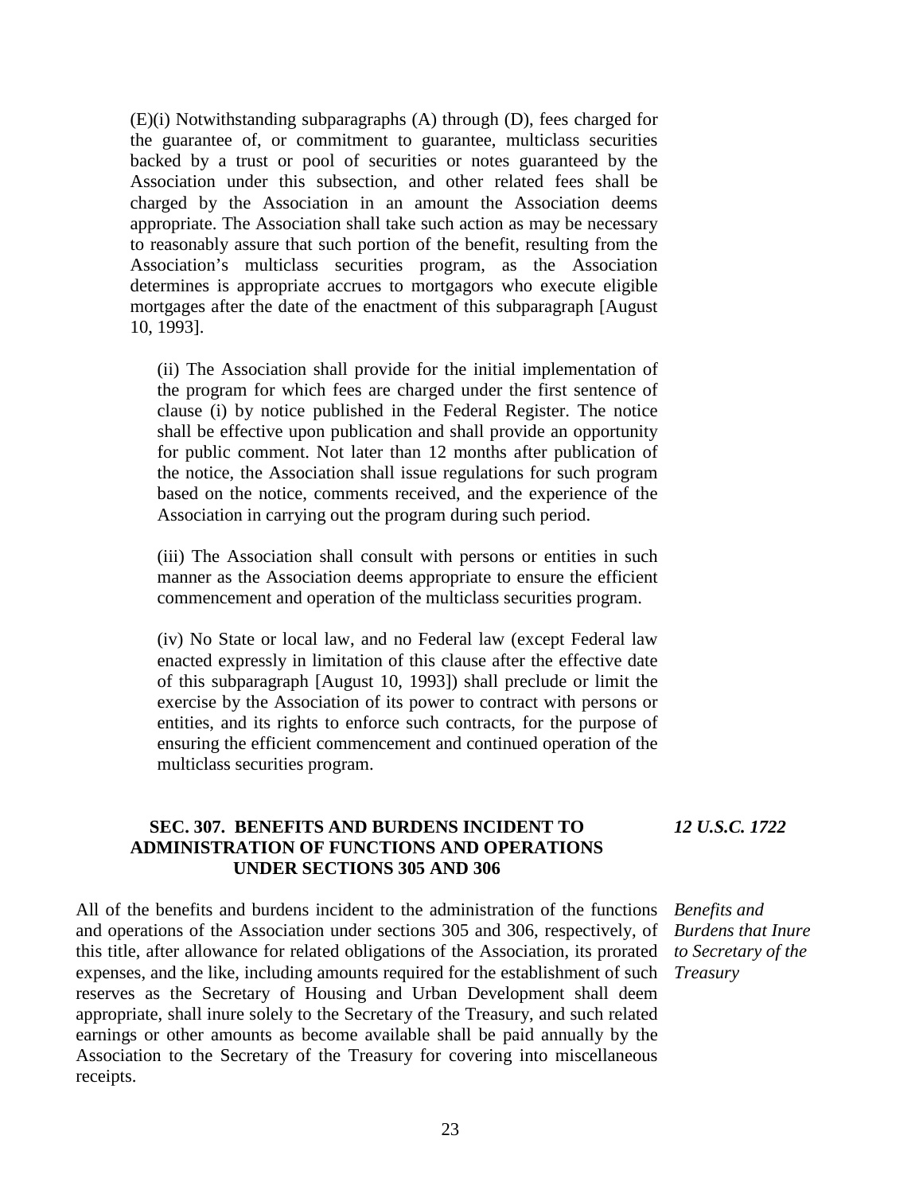(E)(i) Notwithstanding subparagraphs (A) through (D), fees charged for the guarantee of, or commitment to guarantee, multiclass securities backed by a trust or pool of securities or notes guaranteed by the Association under this subsection, and other related fees shall be charged by the Association in an amount the Association deems appropriate. The Association shall take such action as may be necessary to reasonably assure that such portion of the benefit, resulting from the Association's multiclass securities program, as the Association determines is appropriate accrues to mortgagors who execute eligible mortgages after the date of the enactment of this subparagraph [August 10, 1993].

(ii) The Association shall provide for the initial implementation of the program for which fees are charged under the first sentence of clause (i) by notice published in the Federal Register. The notice shall be effective upon publication and shall provide an opportunity for public comment. Not later than 12 months after publication of the notice, the Association shall issue regulations for such program based on the notice, comments received, and the experience of the Association in carrying out the program during such period.

(iii) The Association shall consult with persons or entities in such manner as the Association deems appropriate to ensure the efficient commencement and operation of the multiclass securities program.

(iv) No State or local law, and no Federal law (except Federal law enacted expressly in limitation of this clause after the effective date of this subparagraph [August 10, 1993]) shall preclude or limit the exercise by the Association of its power to contract with persons or entities, and its rights to enforce such contracts, for the purpose of ensuring the efficient commencement and continued operation of the multiclass securities program.

## SEC. 307. BENEFITS AND BURDENS INCIDENT TO ADMINISTRATION OF FUNCTIONS AND OPERATIONS UNDER SECTIONS 305 AND 306

***12 U.S.C. 1722***

*Benefits and Burdens that Inure to Secretary of the Treasury*

All of the benefits and burdens incident to the administration of the functions and operations of the Association under sections 305 and 306, respectively, of this title, after allowance for related obligations of the Association, its prorated expenses, and the like, including amounts required for the establishment of such reserves as the Secretary of Housing and Urban Development shall deem appropriate, shall inure solely to the Secretary of the Treasury, and such related earnings or other amounts as become available shall be paid annually by the Association to the Secretary of the Treasury for covering into miscellaneous receipts.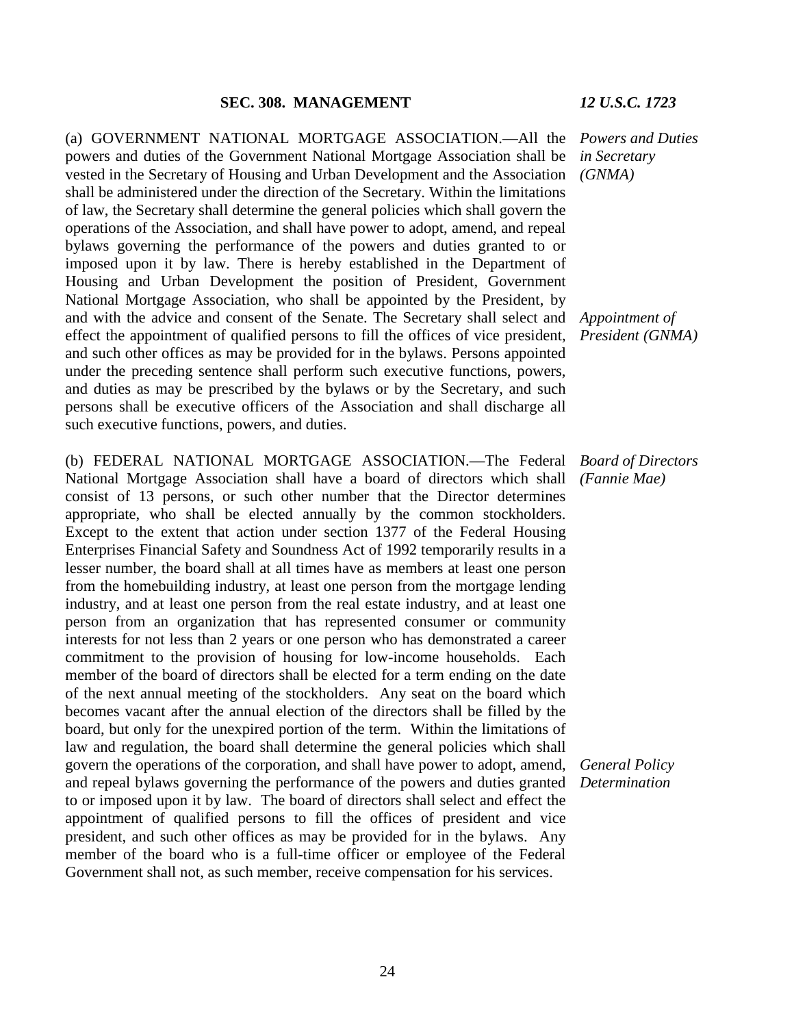## SEC. 308. MANAGEMENT

*12 U.S.C. 1723*

*Powers and Duties in Secretary (GNMA)*

(a) GOVERNMENT NATIONAL MORTGAGE ASSOCIATION.—All the powers and duties of the Government National Mortgage Association shall be vested in the Secretary of Housing and Urban Development and the Association shall be administered under the direction of the Secretary. Within the limitations of law, the Secretary shall determine the general policies which shall govern the operations of the Association, and shall have power to adopt, amend, and repeal bylaws governing the performance of the powers and duties granted to or imposed upon it by law. There is hereby established in the Department of Housing and Urban Development the position of President, Government National Mortgage Association, who shall be appointed by the President, by and with the advice and consent of the Senate. The Secretary shall select and effect the appointment of qualified persons to fill the offices of vice president, and such other offices as may be provided for in the bylaws. Persons appointed under the preceding sentence shall perform such executive functions, powers, and duties as may be prescribed by the bylaws or by the Secretary, and such persons shall be executive officers of the Association and shall discharge all such executive functions, powers, and duties.

*Appointment of President (GNMA)*

*Board of Directors (Fannie Mae)*

(b) FEDERAL NATIONAL MORTGAGE ASSOCIATION.—The Federal National Mortgage Association shall have a board of directors which shall consist of 13 persons, or such other number that the Director determines appropriate, who shall be elected annually by the common stockholders. Except to the extent that action under section 1377 of the Federal Housing Enterprises Financial Safety and Soundness Act of 1992 temporarily results in a lesser number, the board shall at all times have as members at least one person from the homebuilding industry, at least one person from the mortgage lending industry, and at least one person from the real estate industry, and at least one person from an organization that has represented consumer or community interests for not less than 2 years or one person who has demonstrated a career commitment to the provision of housing for low-income households. Each member of the board of directors shall be elected for a term ending on the date of the next annual meeting of the stockholders. Any seat on the board which becomes vacant after the annual election of the directors shall be filled by the board, but only for the unexpired portion of the term. Within the limitations of law and regulation, the board shall determine the general policies which shall govern the operations of the corporation, and shall have power to adopt, amend, and repeal bylaws governing the performance of the powers and duties granted to or imposed upon it by law. The board of directors shall select and effect the appointment of qualified persons to fill the offices of president and vice president, and such other offices as may be provided for in the bylaws. Any member of the board who is a full-time officer or employee of the Federal Government shall not, as such member, receive compensation for his services.

*General Policy Determination*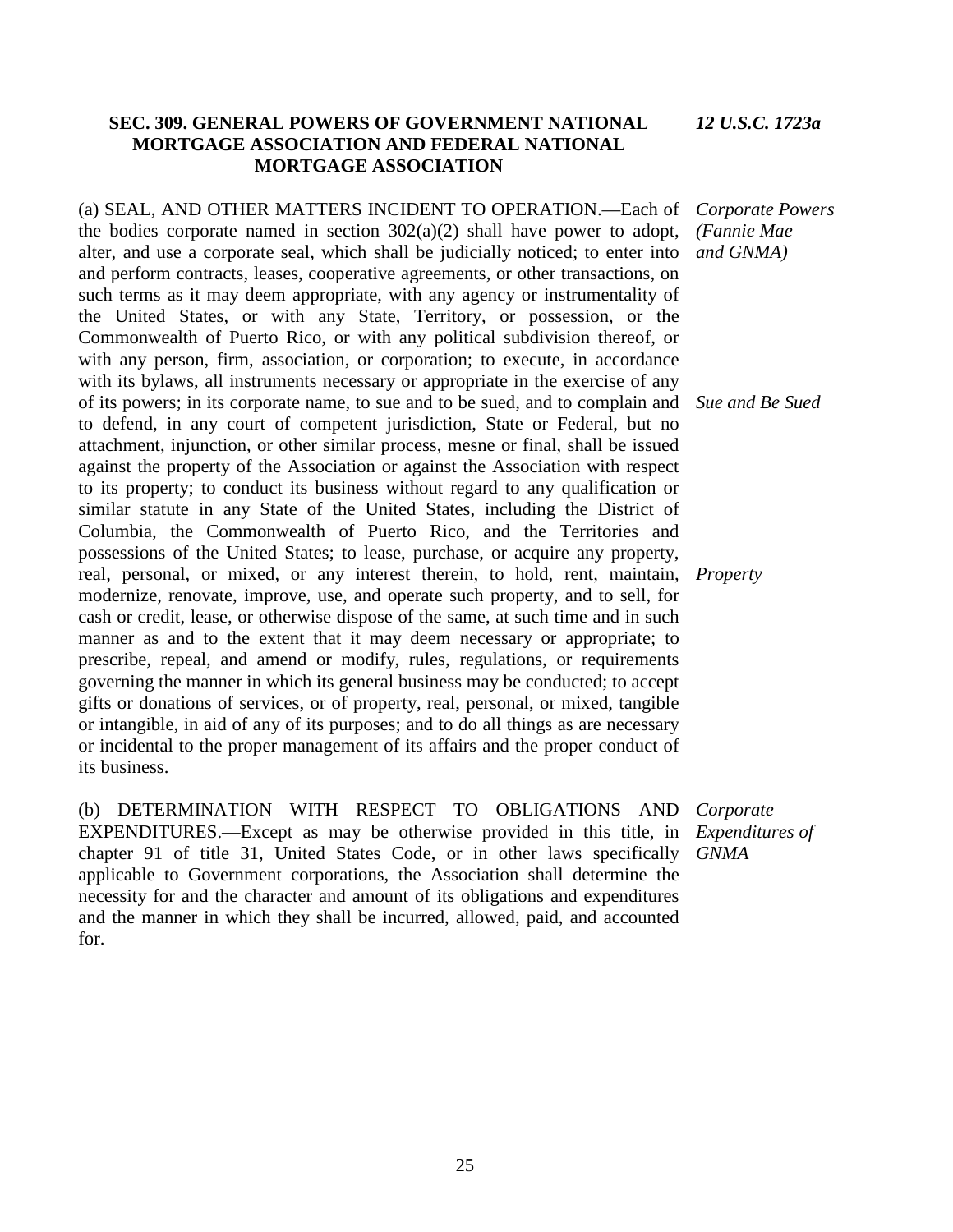### SEC. 309. GENERAL POWERS OF GOVERNMENT NATIONAL MORTGAGE ASSOCIATION AND FEDERAL NATIONAL MORTGAGE ASSOCIATION

*12 U.S.C. 1723a*

*Corporate Powers (Fannie Mae and GNMA)*

(a) SEAL, AND OTHER MATTERS INCIDENT TO OPERATION.—Each of the bodies corporate named in section 302(a)(2) shall have power to adopt, alter, and use a corporate seal, which shall be judicially noticed; to enter into and perform contracts, leases, cooperative agreements, or other transactions, on such terms as it may deem appropriate, with any agency or instrumentality of the United States, or with any State, Territory, or possession, or the Commonwealth of Puerto Rico, or with any political subdivision thereof, or with any person, firm, association, or corporation; to execute, in accordance with its bylaws, all instruments necessary or appropriate in the exercise of any of its powers; in its corporate name, to sue and to be sued, and to complain and to defend, in any court of competent jurisdiction, State or Federal, but no attachment, injunction, or other similar process, mesne or final, shall be issued against the property of the Association or against the Association with respect to its property; to conduct its business without regard to any qualification or similar statute in any State of the United States, including the District of Columbia, the Commonwealth of Puerto Rico, and the Territories and possessions of the United States; to lease, purchase, or acquire any property, real, personal, or mixed, or any interest therein, to hold, rent, maintain, modernize, renovate, improve, use, and operate such property, and to sell, for cash or credit, lease, or otherwise dispose of the same, at such time and in such manner as and to the extent that it may deem necessary or appropriate; to prescribe, repeal, and amend or modify, rules, regulations, or requirements governing the manner in which its general business may be conducted; to accept gifts or donations of services, or of property, real, personal, or mixed, tangible or intangible, in aid of any of its purposes; and to do all things as are necessary or incidental to the proper management of its affairs and the proper conduct of its business.

*Sue and Be Sued*

*Property*

*Corporate Expenditures of GNMA*

(b) DETERMINATION WITH RESPECT TO OBLIGATIONS AND EXPENDITURES.—Except as may be otherwise provided in this title, in chapter 91 of title 31, United States Code, or in other laws specifically applicable to Government corporations, the Association shall determine the necessity for and the character and amount of its obligations and expenditures and the manner in which they shall be incurred, allowed, paid, and accounted for.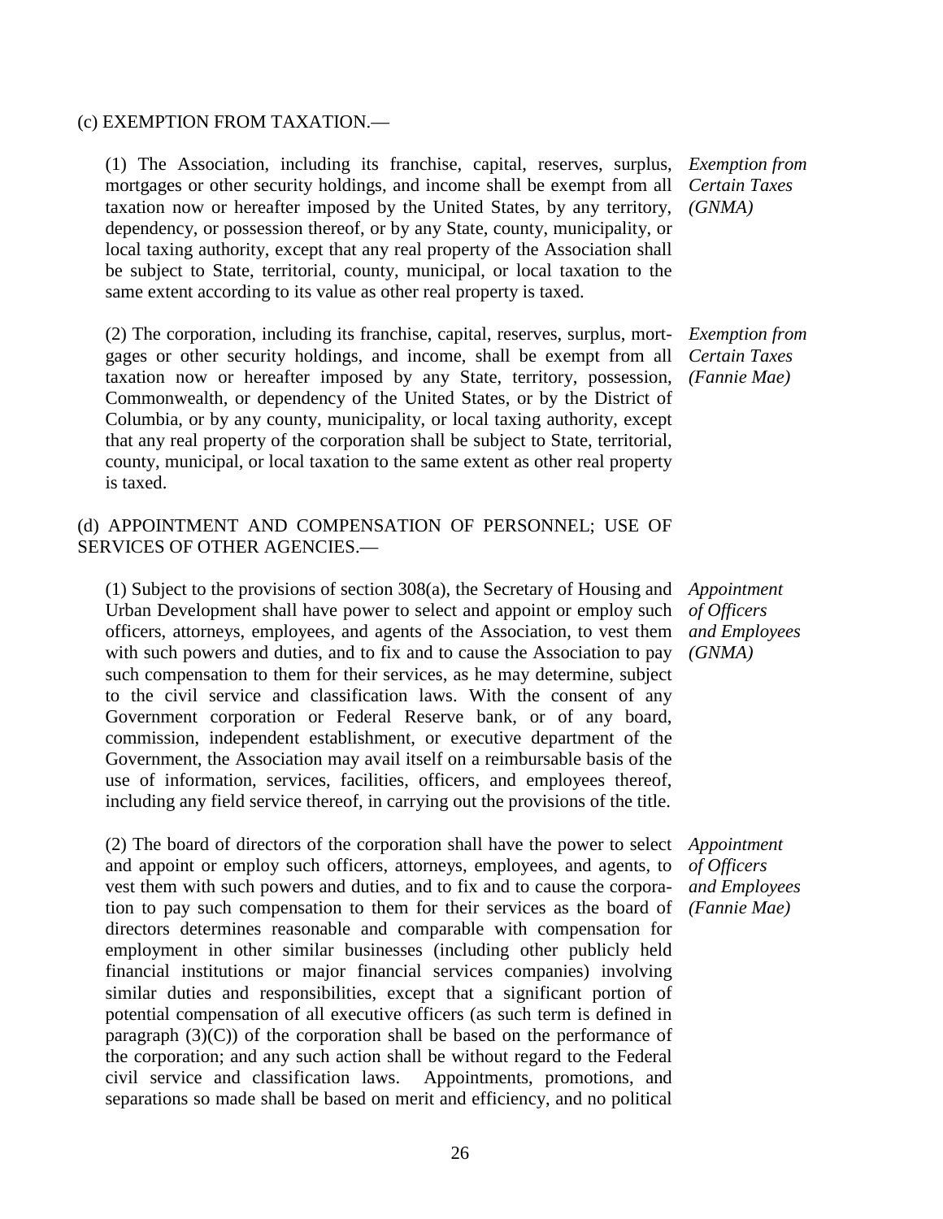(c) EXEMPTION FROM TAXATION.—

(1) The Association, including its franchise, capital, reserves, surplus, mortgages or other security holdings, and income shall be exempt from all taxation now or hereafter imposed by the United States, by any territory, dependency, or possession thereof, or by any State, county, municipality, or local taxing authority, except that any real property of the Association shall be subject to State, territorial, county, municipal, or local taxation to the same extent according to its value as other real property is taxed.

*Exemption from Certain Taxes (GNMA)*

(2) The corporation, including its franchise, capital, reserves, surplus, mortgages or other security holdings, and income, shall be exempt from all taxation now or hereafter imposed by any State, territory, possession, Commonwealth, or dependency of the United States, or by the District of Columbia, or by any county, municipality, or local taxing authority, except that any real property of the corporation shall be subject to State, territorial, county, municipal, or local taxation to the same extent as other real property is taxed.

*Exemption from Certain Taxes (Fannie Mae)*

(d) APPOINTMENT AND COMPENSATION OF PERSONNEL; USE OF SERVICES OF OTHER AGENCIES.—

(1) Subject to the provisions of section 308(a), the Secretary of Housing and Urban Development shall have power to select and appoint or employ such officers, attorneys, employees, and agents of the Association, to vest them with such powers and duties, and to fix and to cause the Association to pay such compensation to them for their services, as he may determine, subject to the civil service and classification laws. With the consent of any Government corporation or Federal Reserve bank, or of any board, commission, independent establishment, or executive department of the Government, the Association may avail itself on a reimbursable basis of the use of information, services, facilities, officers, and employees thereof, including any field service thereof, in carrying out the provisions of the title.

*Appointment of Officers and Employees (GNMA)*

(2) The board of directors of the corporation shall have the power to select and appoint or employ such officers, attorneys, employees, and agents, to vest them with such powers and duties, and to fix and to cause the corporation to pay such compensation to them for their services as the board of directors determines reasonable and comparable with compensation for employment in other similar businesses (including other publicly held financial institutions or major financial services companies) involving similar duties and responsibilities, except that a significant portion of potential compensation of all executive officers (as such term is defined in paragraph (3)(C)) of the corporation shall be based on the performance of the corporation; and any such action shall be without regard to the Federal civil service and classification laws. Appointments, promotions, and separations so made shall be based on merit and efficiency, and no political

*Appointment of Officers and Employees (Fannie Mae)*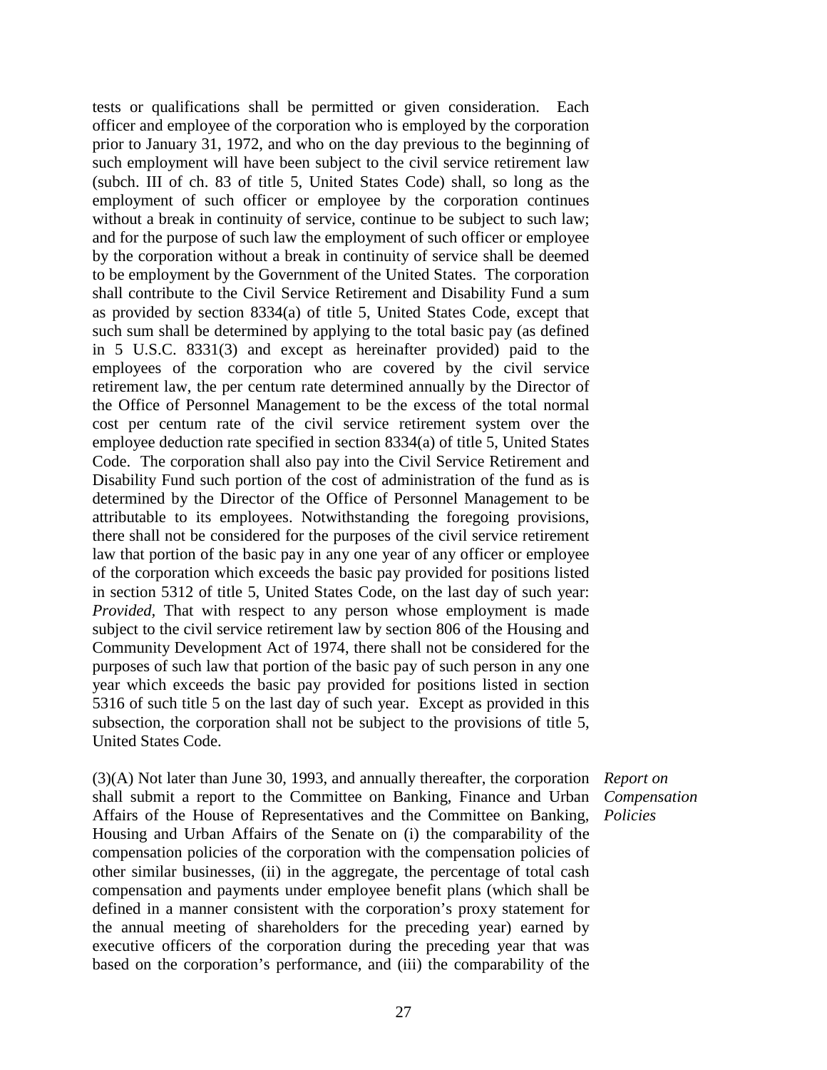tests or qualifications shall be permitted or given consideration. Each officer and employee of the corporation who is employed by the corporation prior to January 31, 1972, and who on the day previous to the beginning of such employment will have been subject to the civil service retirement law (subch. III of ch. 83 of title 5, United States Code) shall, so long as the employment of such officer or employee by the corporation continues without a break in continuity of service, continue to be subject to such law; and for the purpose of such law the employment of such officer or employee by the corporation without a break in continuity of service shall be deemed to be employment by the Government of the United States. The corporation shall contribute to the Civil Service Retirement and Disability Fund a sum as provided by section 8334(a) of title 5, United States Code, except that such sum shall be determined by applying to the total basic pay (as defined in 5 U.S.C. 8331(3) and except as hereinafter provided) paid to the employees of the corporation who are covered by the civil service retirement law, the per centum rate determined annually by the Director of the Office of Personnel Management to be the excess of the total normal cost per centum rate of the civil service retirement system over the employee deduction rate specified in section 8334(a) of title 5, United States Code. The corporation shall also pay into the Civil Service Retirement and Disability Fund such portion of the cost of administration of the fund as is determined by the Director of the Office of Personnel Management to be attributable to its employees. Notwithstanding the foregoing provisions, there shall not be considered for the purposes of the civil service retirement law that portion of the basic pay in any one year of any officer or employee of the corporation which exceeds the basic pay provided for positions listed in section 5312 of title 5, United States Code, on the last day of such year: *Provided*, That with respect to any person whose employment is made subject to the civil service retirement law by section 806 of the Housing and Community Development Act of 1974, there shall not be considered for the purposes of such law that portion of the basic pay of such person in any one year which exceeds the basic pay provided for positions listed in section 5316 of such title 5 on the last day of such year. Except as provided in this subsection, the corporation shall not be subject to the provisions of title 5, United States Code.

*Report on Compensation Policies*

(3)(A) Not later than June 30, 1993, and annually thereafter, the corporation shall submit a report to the Committee on Banking, Finance and Urban Affairs of the House of Representatives and the Committee on Banking, Housing and Urban Affairs of the Senate on (i) the comparability of the compensation policies of the corporation with the compensation policies of other similar businesses, (ii) in the aggregate, the percentage of total cash compensation and payments under employee benefit plans (which shall be defined in a manner consistent with the corporation's proxy statement for the annual meeting of shareholders for the preceding year) earned by executive officers of the corporation during the preceding year that was based on the corporation's performance, and (iii) the comparability of the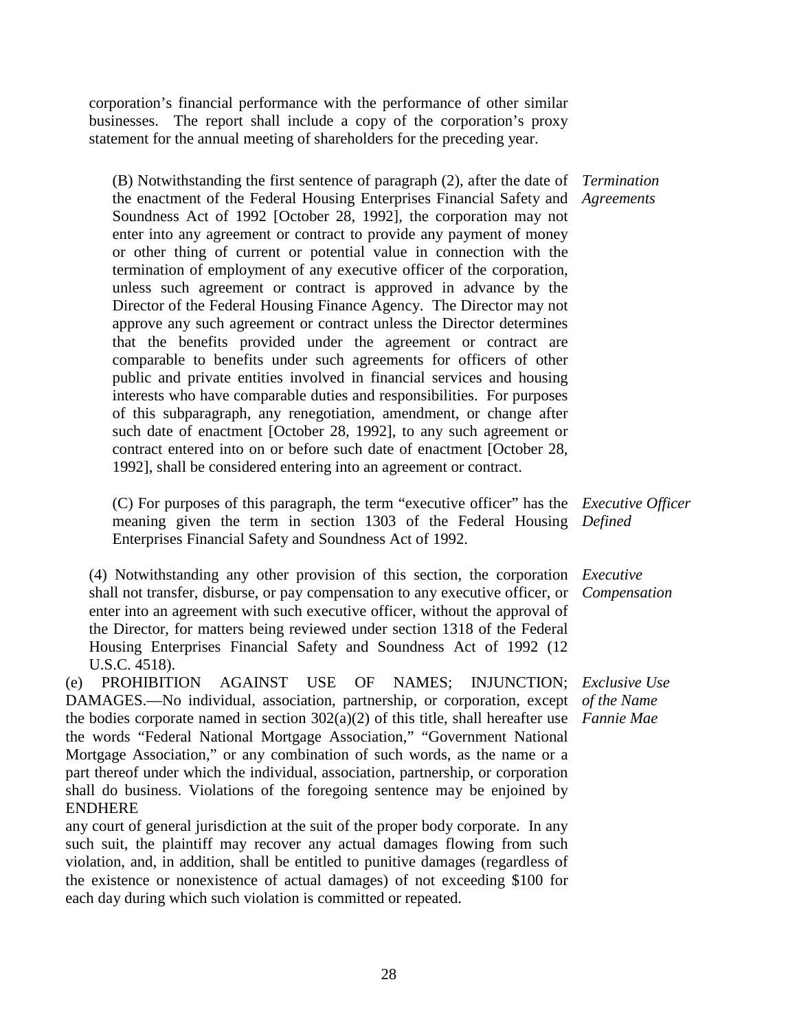corporation's financial performance with the performance of other similar businesses. The report shall include a copy of the corporation's proxy statement for the annual meeting of shareholders for the preceding year.

*Termination Agreements*

(B) Notwithstanding the first sentence of paragraph (2), after the date of the enactment of the Federal Housing Enterprises Financial Safety and Soundness Act of 1992 [October 28, 1992], the corporation may not enter into any agreement or contract to provide any payment of money or other thing of current or potential value in connection with the termination of employment of any executive officer of the corporation, unless such agreement or contract is approved in advance by the Director of the Federal Housing Finance Agency. The Director may not approve any such agreement or contract unless the Director determines that the benefits provided under the agreement or contract are comparable to benefits under such agreements for officers of other public and private entities involved in financial services and housing interests who have comparable duties and responsibilities. For purposes of this subparagraph, any renegotiation, amendment, or change after such date of enactment [October 28, 1992], to any such agreement or contract entered into on or before such date of enactment [October 28, 1992], shall be considered entering into an agreement or contract.

*Executive Officer Defined*

(C) For purposes of this paragraph, the term "executive officer" has the meaning given the term in section 1303 of the Federal Housing Enterprises Financial Safety and Soundness Act of 1992.

*Executive Compensation*

(4) Notwithstanding any other provision of this section, the corporation shall not transfer, disburse, or pay compensation to any executive officer, or enter into an agreement with such executive officer, without the approval of the Director, for matters being reviewed under section 1318 of the Federal Housing Enterprises Financial Safety and Soundness Act of 1992 (12 U.S.C. 4518).

*Exclusive Use of the Name Fannie Mae*

(e) PROHIBITION AGAINST USE OF NAMES; INJUNCTION; DAMAGES.—No individual, association, partnership, or corporation, except the bodies corporate named in section 302(a)(2) of this title, shall hereafter use the words "Federal National Mortgage Association," "Government National Mortgage Association," or any combination of such words, as the name or a part thereof under which the individual, association, partnership, or corporation shall do business. Violations of the foregoing sentence may be enjoined by ENDHERE

any court of general jurisdiction at the suit of the proper body corporate. In any such suit, the plaintiff may recover any actual damages flowing from such violation, and, in addition, shall be entitled to punitive damages (regardless of the existence or nonexistence of actual damages) of not exceeding $100 for each day during which such violation is committed or repeated.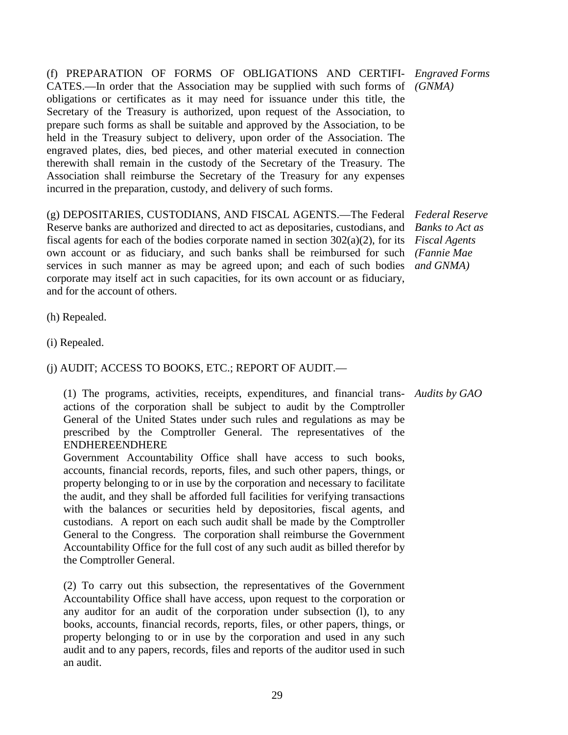(f) PREPARATION OF FORMS OF OBLIGATIONS AND CERTIFICATES.—In order that the Association may be supplied with such forms of obligations or certificates as it may need for issuance under this title, the Secretary of the Treasury is authorized, upon request of the Association, to prepare such forms as shall be suitable and approved by the Association, to be held in the Treasury subject to delivery, upon order of the Association. The engraved plates, dies, bed pieces, and other material executed in connection therewith shall remain in the custody of the Secretary of the Treasury. The Association shall reimburse the Secretary of the Treasury for any expenses incurred in the preparation, custody, and delivery of such forms.

*Engraved Forms (GNMA)*

(g) DEPOSITARIES, CUSTODIANS, AND FISCAL AGENTS.—The Federal Reserve banks are authorized and directed to act as depositaries, custodians, and fiscal agents for each of the bodies corporate named in section 302(a)(2), for its own account or as fiduciary, and such banks shall be reimbursed for such services in such manner as may be agreed upon; and each of such bodies corporate may itself act in such capacities, for its own account or as fiduciary, and for the account of others.

*Federal Reserve Banks to Act as Fiscal Agents (Fannie Mae and GNMA)*

(h) Repealed.

(i) Repealed.

(j) AUDIT; ACCESS TO BOOKS, ETC.; REPORT OF AUDIT.—

(1) The programs, activities, receipts, expenditures, and financial transactions of the corporation shall be subject to audit by the Comptroller General of the United States under such rules and regulations as may be prescribed by the Comptroller General. The representatives of the ENDHEREENDHERE
Government Accountability Office shall have access to such books, accounts, financial records, reports, files, and such other papers, things, or property belonging to or in use by the corporation and necessary to facilitate the audit, and they shall be afforded full facilities for verifying transactions with the balances or securities held by depositories, fiscal agents, and custodians. A report on each such audit shall be made by the Comptroller General to the Congress. The corporation shall reimburse the Government Accountability Office for the full cost of any such audit as billed therefor by the Comptroller General.

*Audits by GAO*

(2) To carry out this subsection, the representatives of the Government Accountability Office shall have access, upon request to the corporation or any auditor for an audit of the corporation under subsection (l), to any books, accounts, financial records, reports, files, or other papers, things, or property belonging to or in use by the corporation and used in any such audit and to any papers, records, files and reports of the auditor used in such an audit.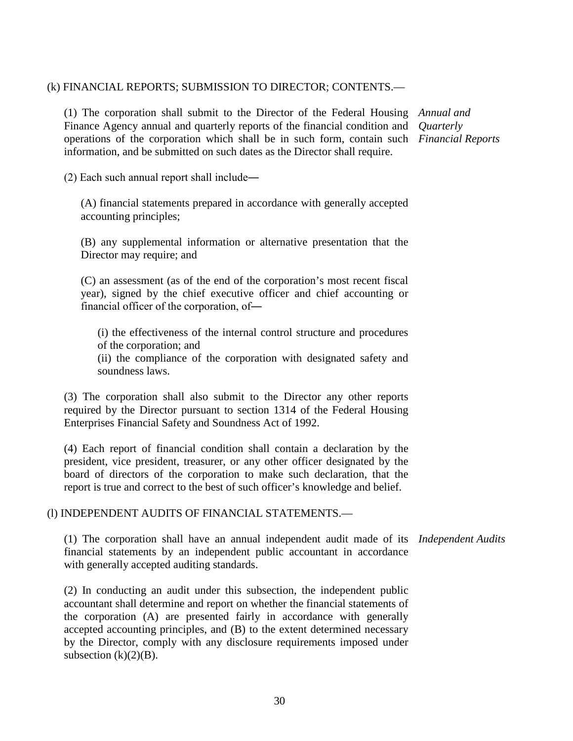(k) FINANCIAL REPORTS; SUBMISSION TO DIRECTOR; CONTENTS.—

*Annual and Quarterly Financial Reports*

(1) The corporation shall submit to the Director of the Federal Housing Finance Agency annual and quarterly reports of the financial condition and operations of the corporation which shall be in such form, contain such information, and be submitted on such dates as the Director shall require.

(2) Each such annual report shall include—

(A) financial statements prepared in accordance with generally accepted accounting principles;

(B) any supplemental information or alternative presentation that the Director may require; and

(C) an assessment (as of the end of the corporation's most recent fiscal year), signed by the chief executive officer and chief accounting or financial officer of the corporation, of—

(i) the effectiveness of the internal control structure and procedures of the corporation; and
(ii) the compliance of the corporation with designated safety and soundness laws.

(3) The corporation shall also submit to the Director any other reports required by the Director pursuant to section 1314 of the Federal Housing Enterprises Financial Safety and Soundness Act of 1992.

(4) Each report of financial condition shall contain a declaration by the president, vice president, treasurer, or any other officer designated by the board of directors of the corporation to make such declaration, that the report is true and correct to the best of such officer's knowledge and belief.

(l) INDEPENDENT AUDITS OF FINANCIAL STATEMENTS.—

*Independent Audits*

(1) The corporation shall have an annual independent audit made of its financial statements by an independent public accountant in accordance with generally accepted auditing standards.

(2) In conducting an audit under this subsection, the independent public accountant shall determine and report on whether the financial statements of the corporation (A) are presented fairly in accordance with generally accepted accounting principles, and (B) to the extent determined necessary by the Director, comply with any disclosure requirements imposed under subsection (k)(2)(B).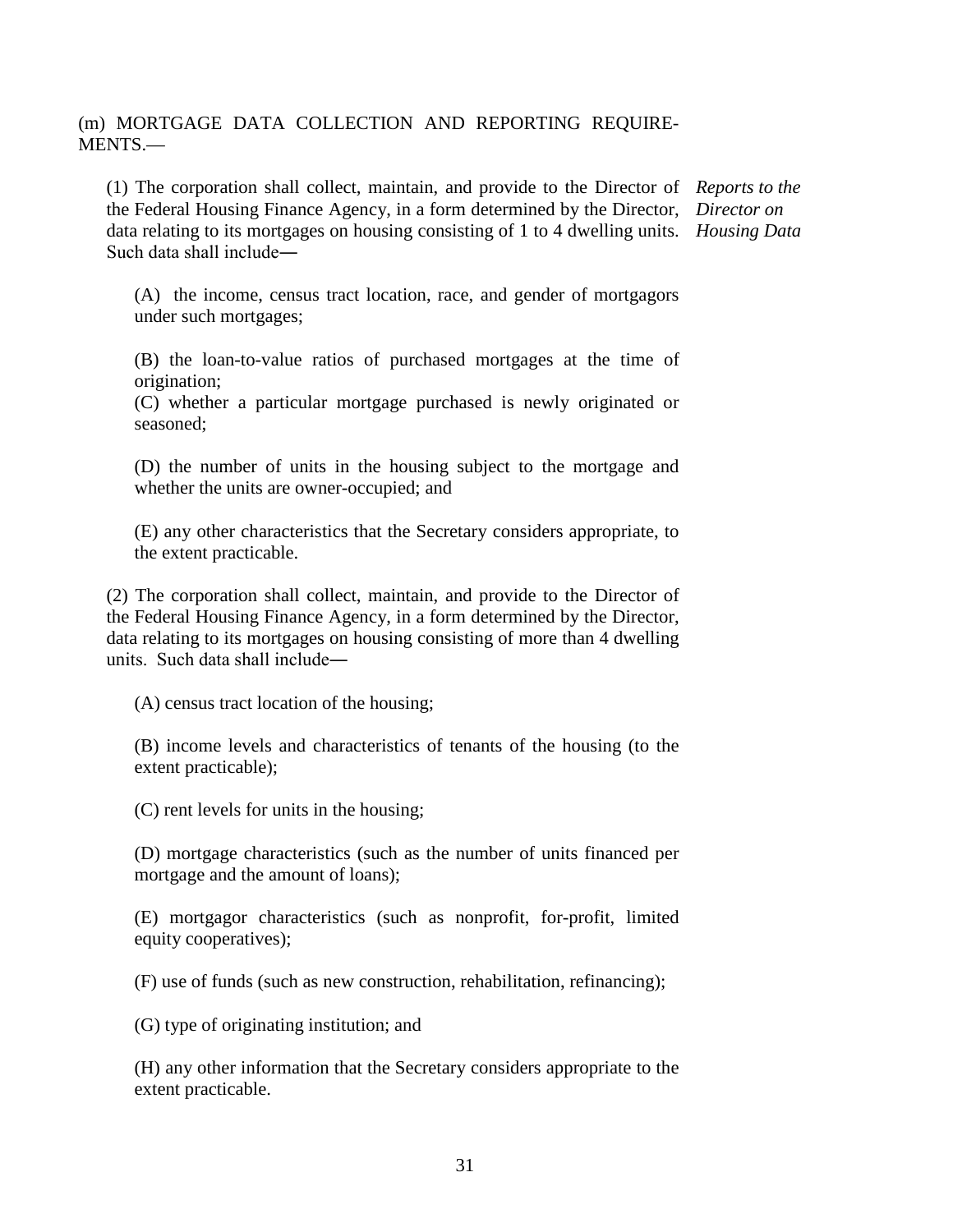(m) MORTGAGE DATA COLLECTION AND REPORTING REQUIREMENTS.—

(1) The corporation shall collect, maintain, and provide to the Director of the Federal Housing Finance Agency, in a form determined by the Director, data relating to its mortgages on housing consisting of 1 to 4 dwelling units. Such data shall include—

*Reports to the Director on Housing Data*

(A) the income, census tract location, race, and gender of mortgagors under such mortgages;

(B) the loan-to-value ratios of purchased mortgages at the time of origination;

(C) whether a particular mortgage purchased is newly originated or seasoned;

(D) the number of units in the housing subject to the mortgage and whether the units are owner-occupied; and

(E) any other characteristics that the Secretary considers appropriate, to the extent practicable.

(2) The corporation shall collect, maintain, and provide to the Director of the Federal Housing Finance Agency, in a form determined by the Director, data relating to its mortgages on housing consisting of more than 4 dwelling units. Such data shall include—

(A) census tract location of the housing;

(B) income levels and characteristics of tenants of the housing (to the extent practicable);

(C) rent levels for units in the housing;

(D) mortgage characteristics (such as the number of units financed per mortgage and the amount of loans);

(E) mortgagor characteristics (such as nonprofit, for-profit, limited equity cooperatives);

(F) use of funds (such as new construction, rehabilitation, refinancing);

(G) type of originating institution; and

(H) any other information that the Secretary considers appropriate to the extent practicable.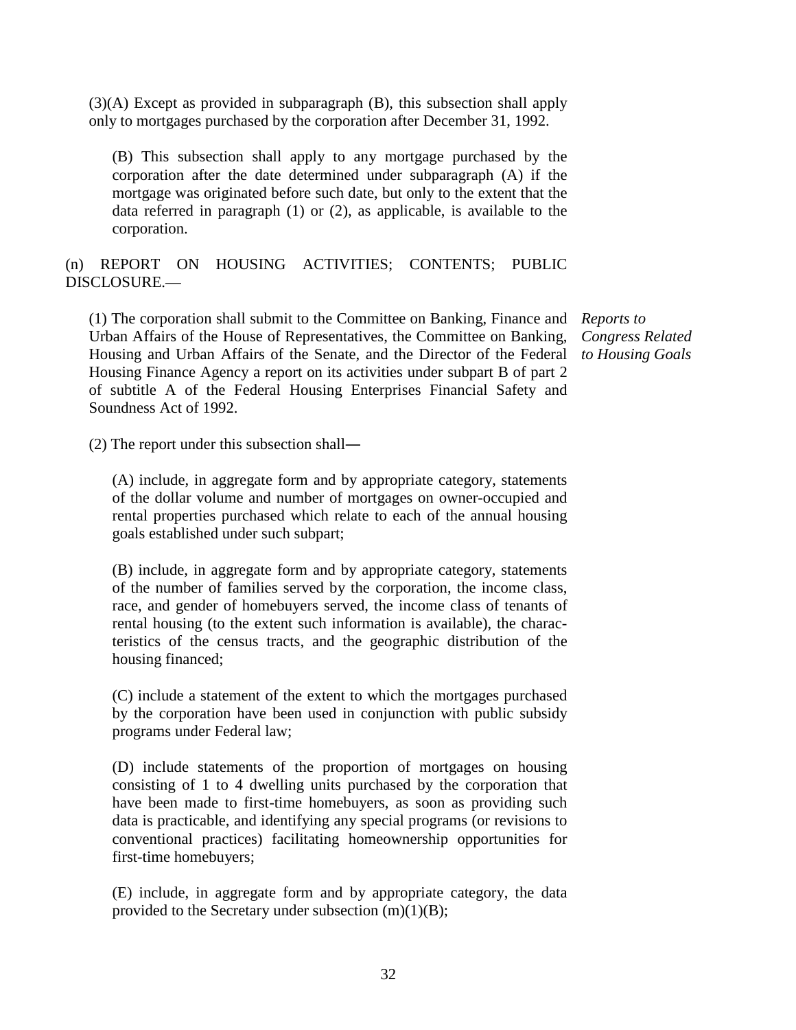(3)(A) Except as provided in subparagraph (B), this subsection shall apply only to mortgages purchased by the corporation after December 31, 1992.

(B) This subsection shall apply to any mortgage purchased by the corporation after the date determined under subparagraph (A) if the mortgage was originated before such date, but only to the extent that the data referred in paragraph (1) or (2), as applicable, is available to the corporation.

(n) REPORT ON HOUSING ACTIVITIES; CONTENTS; PUBLIC DISCLOSURE.—

*Reports to Congress Related to Housing Goals*

(1) The corporation shall submit to the Committee on Banking, Finance and Urban Affairs of the House of Representatives, the Committee on Banking, Housing and Urban Affairs of the Senate, and the Director of the Federal Housing Finance Agency a report on its activities under subpart B of part 2 of subtitle A of the Federal Housing Enterprises Financial Safety and Soundness Act of 1992.

(2) The report under this subsection shall—

(A) include, in aggregate form and by appropriate category, statements of the dollar volume and number of mortgages on owner-occupied and rental properties purchased which relate to each of the annual housing goals established under such subpart;

(B) include, in aggregate form and by appropriate category, statements of the number of families served by the corporation, the income class, race, and gender of homebuyers served, the income class of tenants of rental housing (to the extent such information is available), the characteristics of the census tracts, and the geographic distribution of the housing financed;

(C) include a statement of the extent to which the mortgages purchased by the corporation have been used in conjunction with public subsidy programs under Federal law;

(D) include statements of the proportion of mortgages on housing consisting of 1 to 4 dwelling units purchased by the corporation that have been made to first-time homebuyers, as soon as providing such data is practicable, and identifying any special programs (or revisions to conventional practices) facilitating homeownership opportunities for first-time homebuyers;

(E) include, in aggregate form and by appropriate category, the data provided to the Secretary under subsection (m)(1)(B);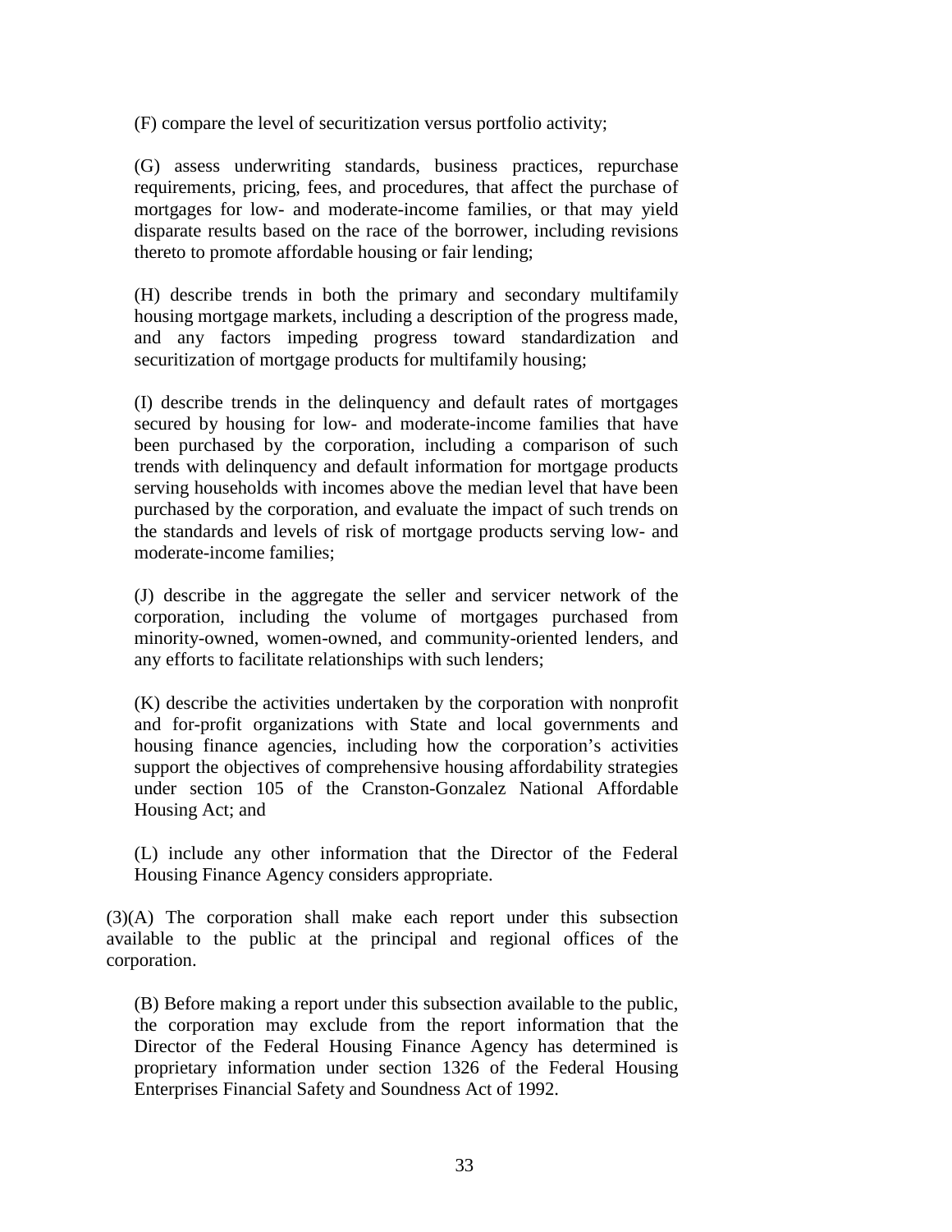(F) compare the level of securitization versus portfolio activity;

(G) assess underwriting standards, business practices, repurchase requirements, pricing, fees, and procedures, that affect the purchase of mortgages for low- and moderate-income families, or that may yield disparate results based on the race of the borrower, including revisions thereto to promote affordable housing or fair lending;

(H) describe trends in both the primary and secondary multifamily housing mortgage markets, including a description of the progress made, and any factors impeding progress toward standardization and securitization of mortgage products for multifamily housing;

(I) describe trends in the delinquency and default rates of mortgages secured by housing for low- and moderate-income families that have been purchased by the corporation, including a comparison of such trends with delinquency and default information for mortgage products serving households with incomes above the median level that have been purchased by the corporation, and evaluate the impact of such trends on the standards and levels of risk of mortgage products serving low- and moderate-income families;

(J) describe in the aggregate the seller and servicer network of the corporation, including the volume of mortgages purchased from minority-owned, women-owned, and community-oriented lenders, and any efforts to facilitate relationships with such lenders;

(K) describe the activities undertaken by the corporation with nonprofit and for-profit organizations with State and local governments and housing finance agencies, including how the corporation's activities support the objectives of comprehensive housing affordability strategies under section 105 of the Cranston-Gonzalez National Affordable Housing Act; and

(L) include any other information that the Director of the Federal Housing Finance Agency considers appropriate.

(3)(A) The corporation shall make each report under this subsection available to the public at the principal and regional offices of the corporation.

(B) Before making a report under this subsection available to the public, the corporation may exclude from the report information that the Director of the Federal Housing Finance Agency has determined is proprietary information under section 1326 of the Federal Housing Enterprises Financial Safety and Soundness Act of 1992.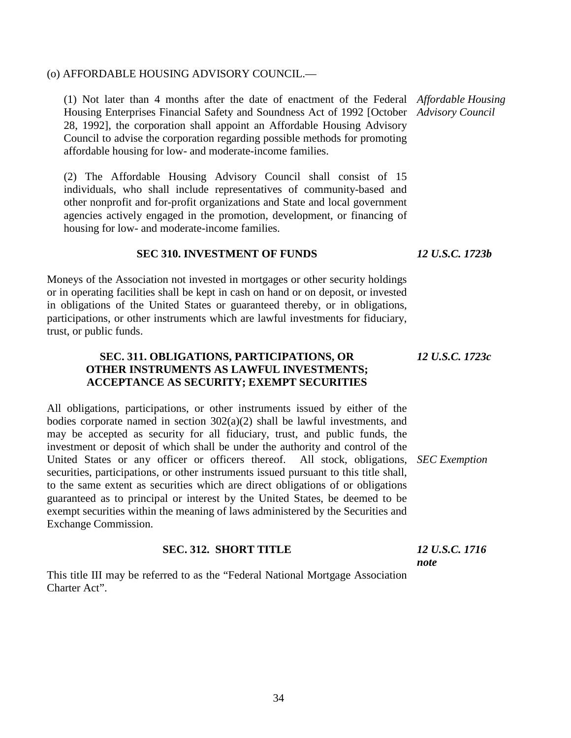(o) AFFORDABLE HOUSING ADVISORY COUNCIL.—

*Affordable Housing Advisory Council*

(1) Not later than 4 months after the date of enactment of the Federal Housing Enterprises Financial Safety and Soundness Act of 1992 [October 28, 1992], the corporation shall appoint an Affordable Housing Advisory Council to advise the corporation regarding possible methods for promoting affordable housing for low- and moderate-income families.

(2) The Affordable Housing Advisory Council shall consist of 15 individuals, who shall include representatives of community-based and other nonprofit and for-profit organizations and State and local government agencies actively engaged in the promotion, development, or financing of housing for low- and moderate-income families.

### SEC 310. INVESTMENT OF FUNDS

***12 U.S.C. 1723b***

Moneys of the Association not invested in mortgages or other security holdings or in operating facilities shall be kept in cash on hand or on deposit, or invested in obligations of the United States or guaranteed thereby, or in obligations, participations, or other instruments which are lawful investments for fiduciary, trust, or public funds.

### SEC. 311. OBLIGATIONS, PARTICIPATIONS, OR OTHER INSTRUMENTS AS LAWFUL INVESTMENTS; ACCEPTANCE AS SECURITY; EXEMPT SECURITIES

***12 U.S.C. 1723c***

All obligations, participations, or other instruments issued by either of the bodies corporate named in section 302(a)(2) shall be lawful investments, and may be accepted as security for all fiduciary, trust, and public funds, the investment or deposit of which shall be under the authority and control of the United States or any officer or officers thereof. All stock, obligations, securities, participations, or other instruments issued pursuant to this title shall, to the same extent as securities which are direct obligations of or obligations guaranteed as to principal or interest by the United States, be deemed to be exempt securities within the meaning of laws administered by the Securities and Exchange Commission.

*SEC Exemption*

### SEC. 312. SHORT TITLE

***12 U.S.C. 1716 note***

This title III may be referred to as the “Federal National Mortgage Association Charter Act”.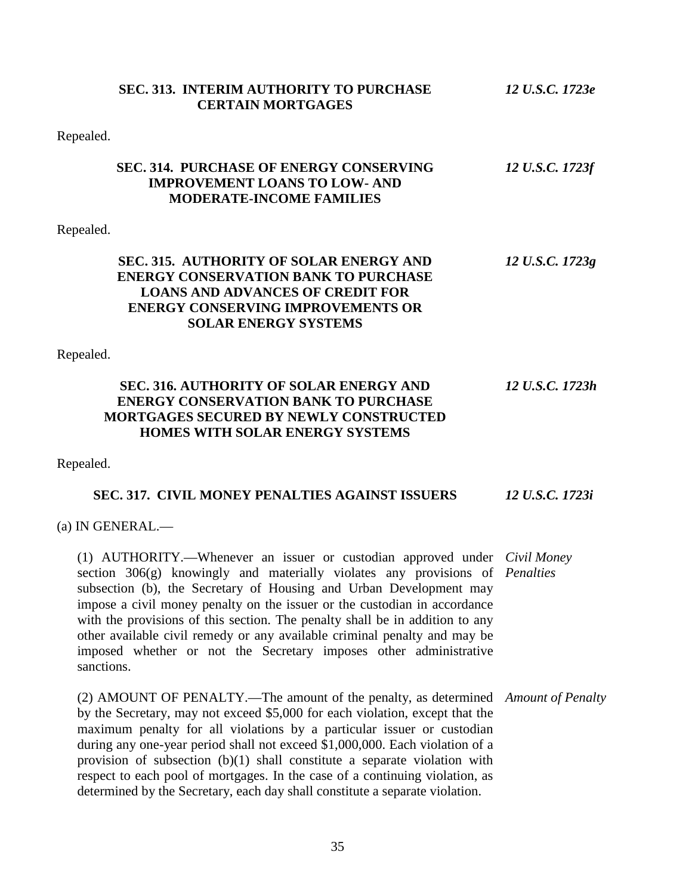## SEC. 313. INTERIM AUTHORITY TO PURCHASE CERTAIN MORTGAGES

*12 U.S.C. 1723e*

Repealed.

## SEC. 314. PURCHASE OF ENERGY CONSERVING IMPROVEMENT LOANS TO LOW- AND MODERATE-INCOME FAMILIES

*12 U.S.C. 1723f*

Repealed.

## SEC. 315. AUTHORITY OF SOLAR ENERGY AND ENERGY CONSERVATION BANK TO PURCHASE LOANS AND ADVANCES OF CREDIT FOR ENERGY CONSERVING IMPROVEMENTS OR SOLAR ENERGY SYSTEMS

*12 U.S.C. 1723g*

Repealed.

## SEC. 316. AUTHORITY OF SOLAR ENERGY AND ENERGY CONSERVATION BANK TO PURCHASE MORTGAGES SECURED BY NEWLY CONSTRUCTED HOMES WITH SOLAR ENERGY SYSTEMS

*12 U.S.C. 1723h*

Repealed.

## SEC. 317. CIVIL MONEY PENALTIES AGAINST ISSUERS

*12 U.S.C. 1723i*

(a) IN GENERAL.—

*Civil Money Penalties*

(1) AUTHORITY.—Whenever an issuer or custodian approved under section 306(g) knowingly and materially violates any provisions of subsection (b), the Secretary of Housing and Urban Development may impose a civil money penalty on the issuer or the custodian in accordance with the provisions of this section. The penalty shall be in addition to any other available civil remedy or any available criminal penalty and may be imposed whether or not the Secretary imposes other administrative sanctions.

*Amount of Penalty*

(2) AMOUNT OF PENALTY.—The amount of the penalty, as determined by the Secretary, may not exceed $5,000 for each violation, except that the maximum penalty for all violations by a particular issuer or custodian during any one-year period shall not exceed $1,000,000. Each violation of a provision of subsection (b)(1) shall constitute a separate violation with respect to each pool of mortgages. In the case of a continuing violation, as determined by the Secretary, each day shall constitute a separate violation.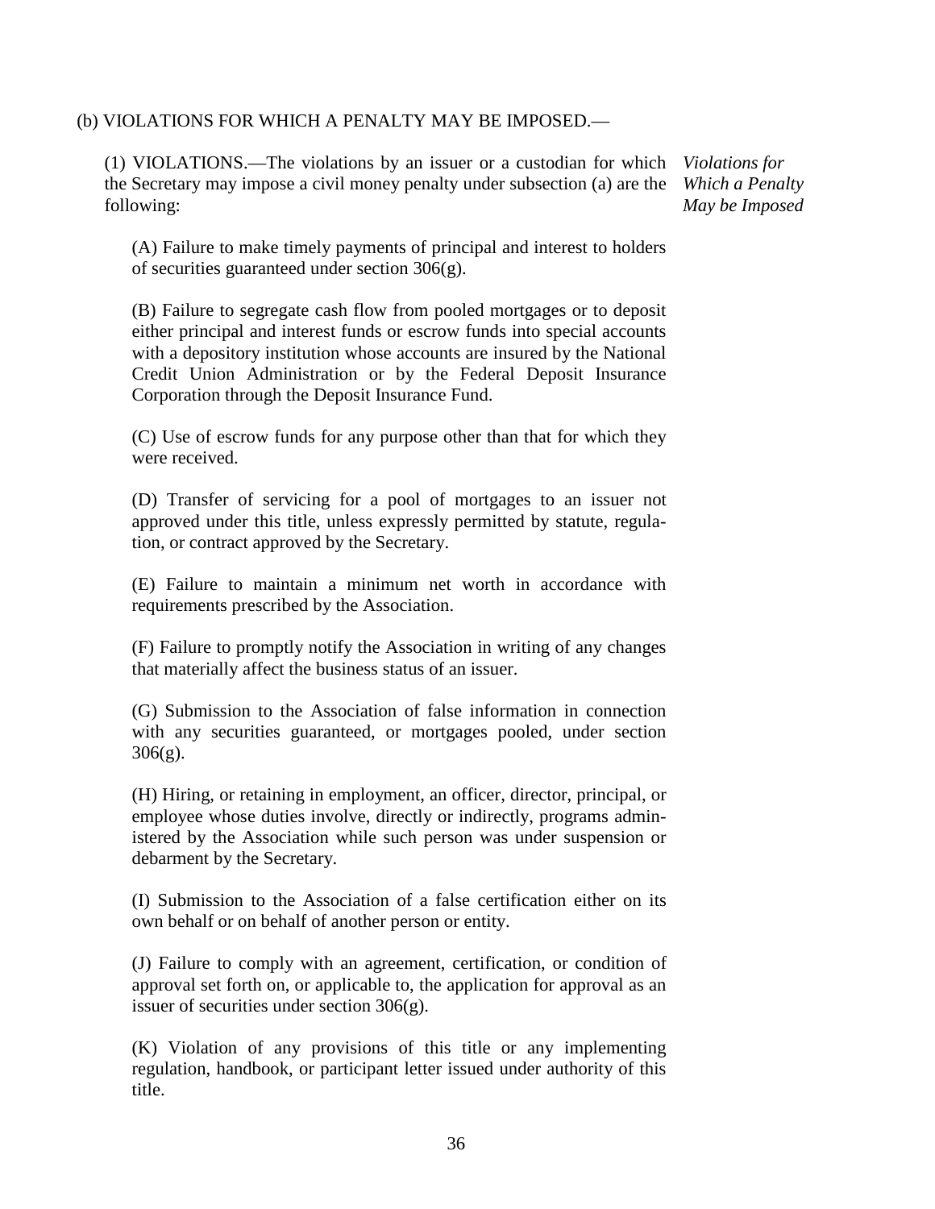(b) VIOLATIONS FOR WHICH A PENALTY MAY BE IMPOSED.—

*Violations for Which a Penalty May be Imposed*

(1) VIOLATIONS.—The violations by an issuer or a custodian for which the Secretary may impose a civil money penalty under subsection (a) are the following:

(A) Failure to make timely payments of principal and interest to holders of securities guaranteed under section 306(g).

(B) Failure to segregate cash flow from pooled mortgages or to deposit either principal and interest funds or escrow funds into special accounts with a depository institution whose accounts are insured by the National Credit Union Administration or by the Federal Deposit Insurance Corporation through the Deposit Insurance Fund.

(C) Use of escrow funds for any purpose other than that for which they were received.

(D) Transfer of servicing for a pool of mortgages to an issuer not approved under this title, unless expressly permitted by statute, regulation, or contract approved by the Secretary.

(E) Failure to maintain a minimum net worth in accordance with requirements prescribed by the Association.

(F) Failure to promptly notify the Association in writing of any changes that materially affect the business status of an issuer.

(G) Submission to the Association of false information in connection with any securities guaranteed, or mortgages pooled, under section 306(g).

(H) Hiring, or retaining in employment, an officer, director, principal, or employee whose duties involve, directly or indirectly, programs administered by the Association while such person was under suspension or debarment by the Secretary.

(I) Submission to the Association of a false certification either on its own behalf or on behalf of another person or entity.

(J) Failure to comply with an agreement, certification, or condition of approval set forth on, or applicable to, the application for approval as an issuer of securities under section 306(g).

(K) Violation of any provisions of this title or any implementing regulation, handbook, or participant letter issued under authority of this title.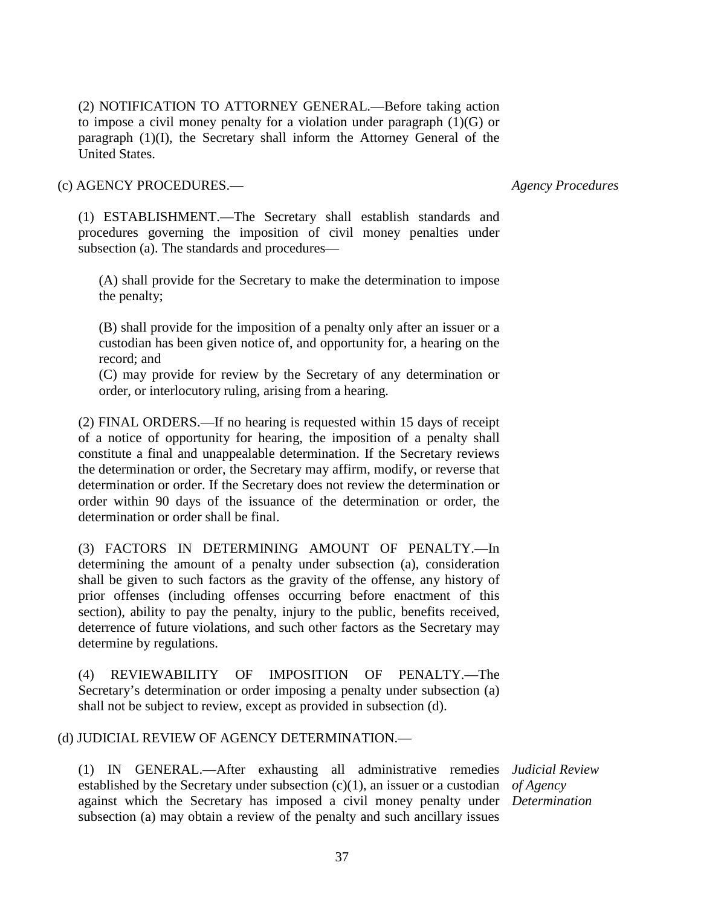(2) NOTIFICATION TO ATTORNEY GENERAL.—Before taking action to impose a civil money penalty for a violation under paragraph (1)(G) or paragraph (1)(I), the Secretary shall inform the Attorney General of the United States.

(c) AGENCY PROCEDURES.—

*Agency Procedures*

(1) ESTABLISHMENT.—The Secretary shall establish standards and procedures governing the imposition of civil money penalties under subsection (a). The standards and procedures—

(A) shall provide for the Secretary to make the determination to impose the penalty;

(B) shall provide for the imposition of a penalty only after an issuer or a custodian has been given notice of, and opportunity for, a hearing on the record; and

(C) may provide for review by the Secretary of any determination or order, or interlocutory ruling, arising from a hearing.

(2) FINAL ORDERS.—If no hearing is requested within 15 days of receipt of a notice of opportunity for hearing, the imposition of a penalty shall constitute a final and unappealable determination. If the Secretary reviews the determination or order, the Secretary may affirm, modify, or reverse that determination or order. If the Secretary does not review the determination or order within 90 days of the issuance of the determination or order, the determination or order shall be final.

(3) FACTORS IN DETERMINING AMOUNT OF PENALTY.—In determining the amount of a penalty under subsection (a), consideration shall be given to such factors as the gravity of the offense, any history of prior offenses (including offenses occurring before enactment of this section), ability to pay the penalty, injury to the public, benefits received, deterrence of future violations, and such other factors as the Secretary may determine by regulations.

(4) REVIEWABILITY OF IMPOSITION OF PENALTY.—The Secretary's determination or order imposing a penalty under subsection (a) shall not be subject to review, except as provided in subsection (d).

(d) JUDICIAL REVIEW OF AGENCY DETERMINATION.—

*Judicial Review of Agency Determination*

(1) IN GENERAL.—After exhausting all administrative remedies established by the Secretary under subsection (c)(1), an issuer or a custodian against which the Secretary has imposed a civil money penalty under subsection (a) may obtain a review of the penalty and such ancillary issues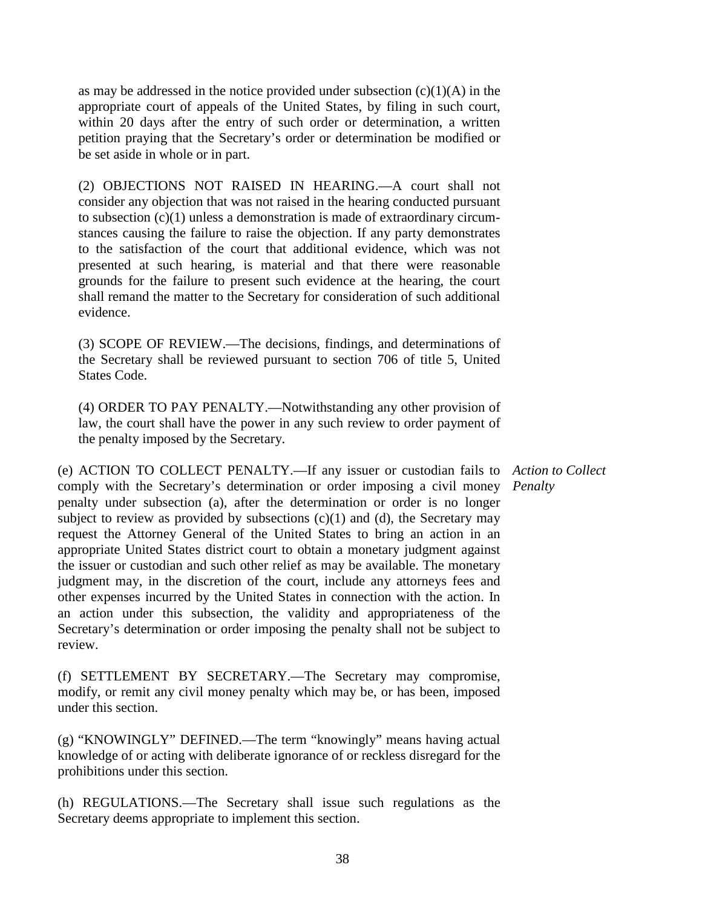as may be addressed in the notice provided under subsection (c)(1)(A) in the appropriate court of appeals of the United States, by filing in such court, within 20 days after the entry of such order or determination, a written petition praying that the Secretary's order or determination be modified or be set aside in whole or in part.

(2) OBJECTIONS NOT RAISED IN HEARING.—A court shall not consider any objection that was not raised in the hearing conducted pursuant to subsection (c)(1) unless a demonstration is made of extraordinary circumstances causing the failure to raise the objection. If any party demonstrates to the satisfaction of the court that additional evidence, which was not presented at such hearing, is material and that there were reasonable grounds for the failure to present such evidence at the hearing, the court shall remand the matter to the Secretary for consideration of such additional evidence.

(3) SCOPE OF REVIEW.—The decisions, findings, and determinations of the Secretary shall be reviewed pursuant to section 706 of title 5, United States Code.

(4) ORDER TO PAY PENALTY.—Notwithstanding any other provision of law, the court shall have the power in any such review to order payment of the penalty imposed by the Secretary.

*Action to Collect Penalty*

(e) ACTION TO COLLECT PENALTY.—If any issuer or custodian fails to comply with the Secretary's determination or order imposing a civil money penalty under subsection (a), after the determination or order is no longer subject to review as provided by subsections (c)(1) and (d), the Secretary may request the Attorney General of the United States to bring an action in an appropriate United States district court to obtain a monetary judgment against the issuer or custodian and such other relief as may be available. The monetary judgment may, in the discretion of the court, include any attorneys fees and other expenses incurred by the United States in connection with the action. In an action under this subsection, the validity and appropriateness of the Secretary's determination or order imposing the penalty shall not be subject to review.

(f) SETTLEMENT BY SECRETARY.—The Secretary may compromise, modify, or remit any civil money penalty which may be, or has been, imposed under this section.

(g) "KNOWINGLY" DEFINED.—The term "knowingly" means having actual knowledge of or acting with deliberate ignorance of or reckless disregard for the prohibitions under this section.

(h) REGULATIONS.—The Secretary shall issue such regulations as the Secretary deems appropriate to implement this section.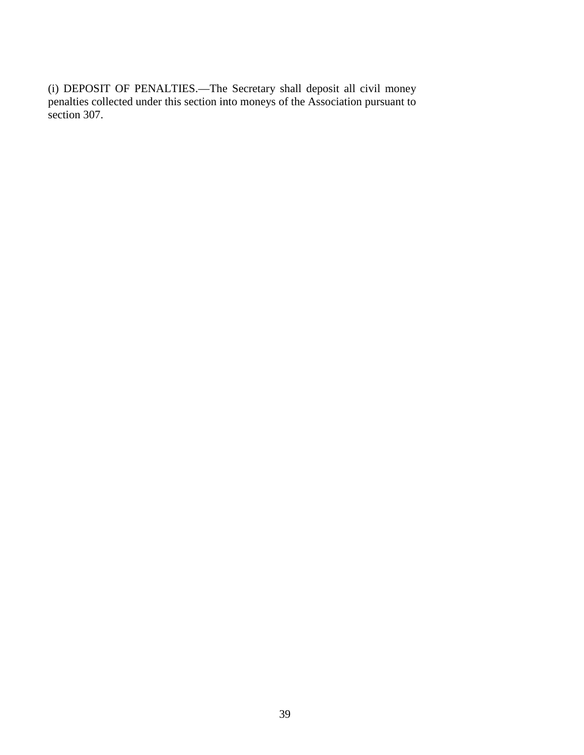(i) DEPOSIT OF PENALTIES.—The Secretary shall deposit all civil money penalties collected under this section into moneys of the Association pursuant to section 307.